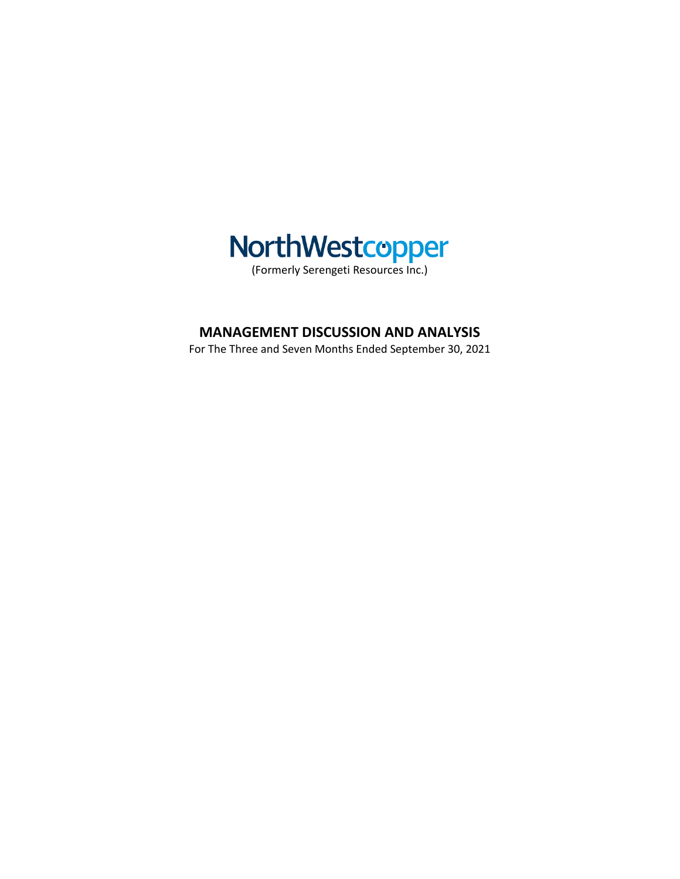# NorthWestcopper

(Formerly Serengeti Resources Inc.)

## MANAGEMENT DISCUSSION AND ANALYSIS

For The Three and Seven Months Ended September 30, 2021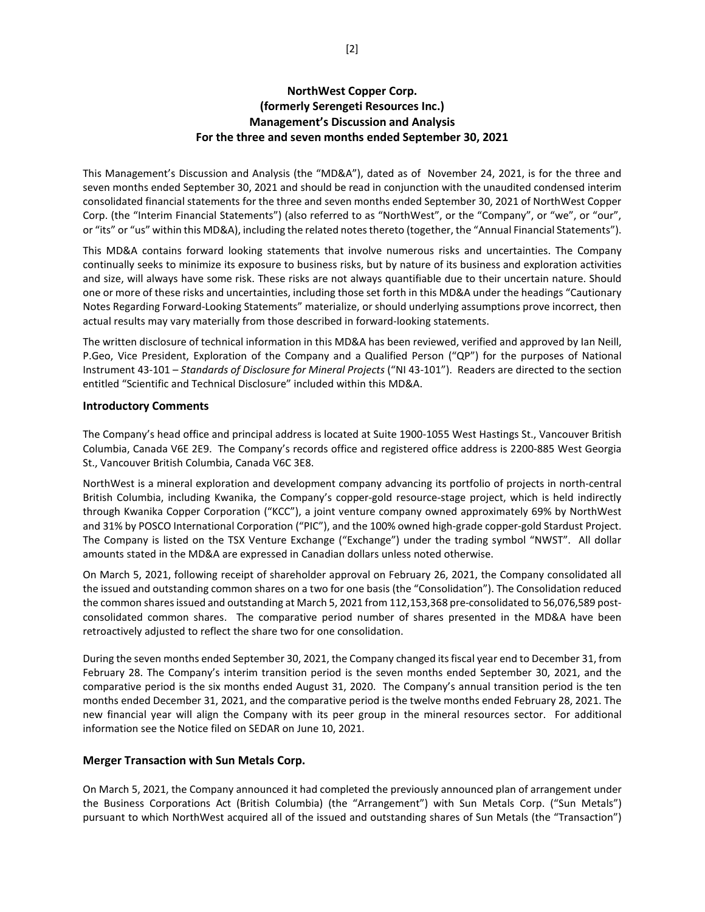# NorthWest Copper Corp.
# (formerly Serengeti Resources Inc.)
# Management's Discussion and Analysis
# For the three and seven months ended September 30, 2021

This Management's Discussion and Analysis (the "MD&A"), dated as of November 24, 2021, is for the three and seven months ended September 30, 2021 and should be read in conjunction with the unaudited condensed interim consolidated financial statements for the three and seven months ended September 30, 2021 of NorthWest Copper Corp. (the "Interim Financial Statements") (also referred to as "NorthWest", or the "Company", or "we", or "our", or "its" or "us" within this MD&A), including the related notes thereto (together, the "Annual Financial Statements").

This MD&A contains forward looking statements that involve numerous risks and uncertainties. The Company continually seeks to minimize its exposure to business risks, but by nature of its business and exploration activities and size, will always have some risk. These risks are not always quantifiable due to their uncertain nature. Should one or more of these risks and uncertainties, including those set forth in this MD&A under the headings "Cautionary Notes Regarding Forward-Looking Statements" materialize, or should underlying assumptions prove incorrect, then actual results may vary materially from those described in forward-looking statements.

The written disclosure of technical information in this MD&A has been reviewed, verified and approved by Ian Neill, P.Geo, Vice President, Exploration of the Company and a Qualified Person ("QP") for the purposes of National Instrument 43-101 – *Standards of Disclosure for Mineral Projects* ("NI 43-101"). Readers are directed to the section entitled "Scientific and Technical Disclosure" included within this MD&A.

## Introductory Comments

The Company's head office and principal address is located at Suite 1900-1055 West Hastings St., Vancouver British Columbia, Canada V6E 2E9. The Company's records office and registered office address is 2200-885 West Georgia St., Vancouver British Columbia, Canada V6C 3E8.

NorthWest is a mineral exploration and development company advancing its portfolio of projects in north-central British Columbia, including Kwanika, the Company's copper-gold resource-stage project, which is held indirectly through Kwanika Copper Corporation ("KCC"), a joint venture company owned approximately 69% by NorthWest and 31% by POSCO International Corporation ("PIC"), and the 100% owned high-grade copper-gold Stardust Project. The Company is listed on the TSX Venture Exchange ("Exchange") under the trading symbol "NWST". All dollar amounts stated in the MD&A are expressed in Canadian dollars unless noted otherwise.

On March 5, 2021, following receipt of shareholder approval on February 26, 2021, the Company consolidated all the issued and outstanding common shares on a two for one basis (the "Consolidation"). The Consolidation reduced the common shares issued and outstanding at March 5, 2021 from 112,153,368 pre-consolidated to 56,076,589 post-consolidated common shares. The comparative period number of shares presented in the MD&A have been retroactively adjusted to reflect the share two for one consolidation.

During the seven months ended September 30, 2021, the Company changed its fiscal year end to December 31, from February 28. The Company's interim transition period is the seven months ended September 30, 2021, and the comparative period is the six months ended August 31, 2020. The Company's annual transition period is the ten months ended December 31, 2021, and the comparative period is the twelve months ended February 28, 2021. The new financial year will align the Company with its peer group in the mineral resources sector. For additional information see the Notice filed on SEDAR on June 10, 2021.

## Merger Transaction with Sun Metals Corp.

On March 5, 2021, the Company announced it had completed the previously announced plan of arrangement under the Business Corporations Act (British Columbia) (the "Arrangement") with Sun Metals Corp. ("Sun Metals") pursuant to which NorthWest acquired all of the issued and outstanding shares of Sun Metals (the "Transaction")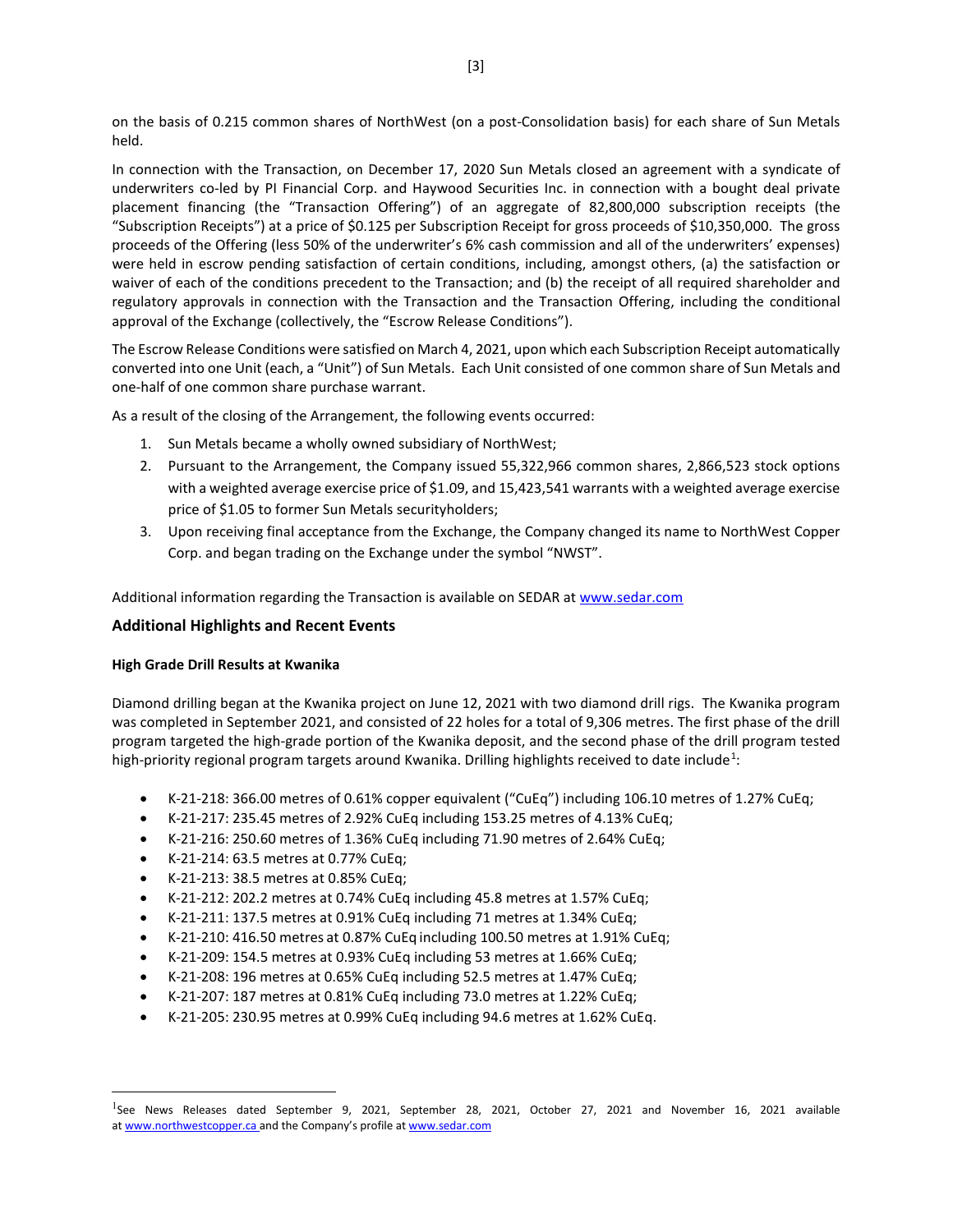on the basis of 0.215 common shares of NorthWest (on a post-Consolidation basis) for each share of Sun Metals held.

In connection with the Transaction, on December 17, 2020 Sun Metals closed an agreement with a syndicate of underwriters co-led by PI Financial Corp. and Haywood Securities Inc. in connection with a bought deal private placement financing (the "Transaction Offering") of an aggregate of 82,800,000 subscription receipts (the "Subscription Receipts") at a price of $0.125 per Subscription Receipt for gross proceeds of $10,350,000. The gross proceeds of the Offering (less 50% of the underwriter's 6% cash commission and all of the underwriters' expenses) were held in escrow pending satisfaction of certain conditions, including, amongst others, (a) the satisfaction or waiver of each of the conditions precedent to the Transaction; and (b) the receipt of all required shareholder and regulatory approvals in connection with the Transaction and the Transaction Offering, including the conditional approval of the Exchange (collectively, the "Escrow Release Conditions").

The Escrow Release Conditions were satisfied on March 4, 2021, upon which each Subscription Receipt automatically converted into one Unit (each, a "Unit") of Sun Metals. Each Unit consisted of one common share of Sun Metals and one-half of one common share purchase warrant.

As a result of the closing of the Arrangement, the following events occurred:

1. Sun Metals became a wholly owned subsidiary of NorthWest;
2. Pursuant to the Arrangement, the Company issued 55,322,966 common shares, 2,866,523 stock options with a weighted average exercise price of $1.09, and 15,423,541 warrants with a weighted average exercise price of $1.05 to former Sun Metals securityholders;
3. Upon receiving final acceptance from the Exchange, the Company changed its name to NorthWest Copper Corp. and began trading on the Exchange under the symbol "NWST".

Additional information regarding the Transaction is available on SEDAR at www.sedar.com

## Additional Highlights and Recent Events

**High Grade Drill Results at Kwanika**

Diamond drilling began at the Kwanika project on June 12, 2021 with two diamond drill rigs. The Kwanika program was completed in September 2021, and consisted of 22 holes for a total of 9,306 metres. The first phase of the drill program targeted the high-grade portion of the Kwanika deposit, and the second phase of the drill program tested high-priority regional program targets around Kwanika. Drilling highlights received to date include[1]:

- K-21-218: 366.00 metres of 0.61% copper equivalent ("CuEq") including 106.10 metres of 1.27% CuEq;
- K-21-217: 235.45 metres of 2.92% CuEq including 153.25 metres of 4.13% CuEq;
- K-21-216: 250.60 metres of 1.36% CuEq including 71.90 metres of 2.64% CuEq;
- K-21-214: 63.5 metres at 0.77% CuEq;
- K-21-213: 38.5 metres at 0.85% CuEq;
- K-21-212: 202.2 metres at 0.74% CuEq including 45.8 metres at 1.57% CuEq;
- K-21-211: 137.5 metres at 0.91% CuEq including 71 metres at 1.34% CuEq;
- K-21-210: 416.50 metres at 0.87% CuEq including 100.50 metres at 1.91% CuEq;
- K-21-209: 154.5 metres at 0.93% CuEq including 53 metres at 1.66% CuEq;
- K-21-208: 196 metres at 0.65% CuEq including 52.5 metres at 1.47% CuEq;
- K-21-207: 187 metres at 0.81% CuEq including 73.0 metres at 1.22% CuEq;
- K-21-205: 230.95 metres at 0.99% CuEq including 94.6 metres at 1.62% CuEq.

[1] See News Releases dated September 9, 2021, September 28, 2021, October 27, 2021 and November 16, 2021 available at www.northwestcopper.ca and the Company's profile at www.sedar.com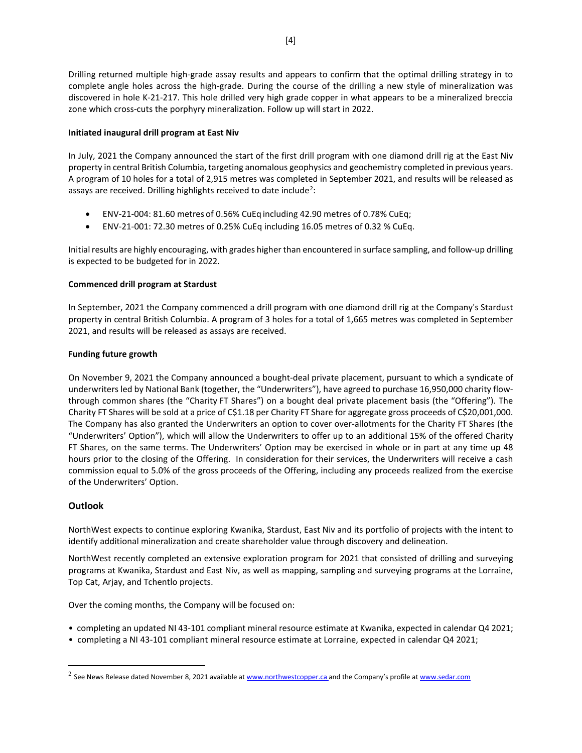Drilling returned multiple high-grade assay results and appears to confirm that the optimal drilling strategy in to complete angle holes across the high-grade. During the course of the drilling a new style of mineralization was discovered in hole K-21-217. This hole drilled very high grade copper in what appears to be a mineralized breccia zone which cross-cuts the porphyry mineralization. Follow up will start in 2022.

**Initiated inaugural drill program at East Niv**

In July, 2021 the Company announced the start of the first drill program with one diamond drill rig at the East Niv property in central British Columbia, targeting anomalous geophysics and geochemistry completed in previous years. A program of 10 holes for a total of 2,915 metres was completed in September 2021, and results will be released as assays are received. Drilling highlights received to date include[2]:

- ENV-21-004: 81.60 metres of 0.56% CuEq including 42.90 metres of 0.78% CuEq;
- ENV-21-001: 72.30 metres of 0.25% CuEq including 16.05 metres of 0.32 % CuEq.

Initial results are highly encouraging, with grades higher than encountered in surface sampling, and follow-up drilling is expected to be budgeted for in 2022.

**Commenced drill program at Stardust**

In September, 2021 the Company commenced a drill program with one diamond drill rig at the Company's Stardust property in central British Columbia. A program of 3 holes for a total of 1,665 metres was completed in September 2021, and results will be released as assays are received.

**Funding future growth**

On November 9, 2021 the Company announced a bought-deal private placement, pursuant to which a syndicate of underwriters led by National Bank (together, the "Underwriters"), have agreed to purchase 16,950,000 charity flow-through common shares (the "Charity FT Shares") on a bought deal private placement basis (the "Offering"). The Charity FT Shares will be sold at a price of C$1.18 per Charity FT Share for aggregate gross proceeds of C$20,001,000. The Company has also granted the Underwriters an option to cover over-allotments for the Charity FT Shares (the "Underwriters' Option"), which will allow the Underwriters to offer up to an additional 15% of the offered Charity FT Shares, on the same terms. The Underwriters' Option may be exercised in whole or in part at any time up 48 hours prior to the closing of the Offering. In consideration for their services, the Underwriters will receive a cash commission equal to 5.0% of the gross proceeds of the Offering, including any proceeds realized from the exercise of the Underwriters' Option.

## Outlook

NorthWest expects to continue exploring Kwanika, Stardust, East Niv and its portfolio of projects with the intent to identify additional mineralization and create shareholder value through discovery and delineation.

NorthWest recently completed an extensive exploration program for 2021 that consisted of drilling and surveying programs at Kwanika, Stardust and East Niv, as well as mapping, sampling and surveying programs at the Lorraine, Top Cat, Arjay, and Tchentlo projects.

Over the coming months, the Company will be focused on:

- completing an updated NI 43-101 compliant mineral resource estimate at Kwanika, expected in calendar Q4 2021;
- completing a NI 43-101 compliant mineral resource estimate at Lorraine, expected in calendar Q4 2021;

---

[2] See News Release dated November 8, 2021 available at www.northwestcopper.ca and the Company's profile at www.sedar.com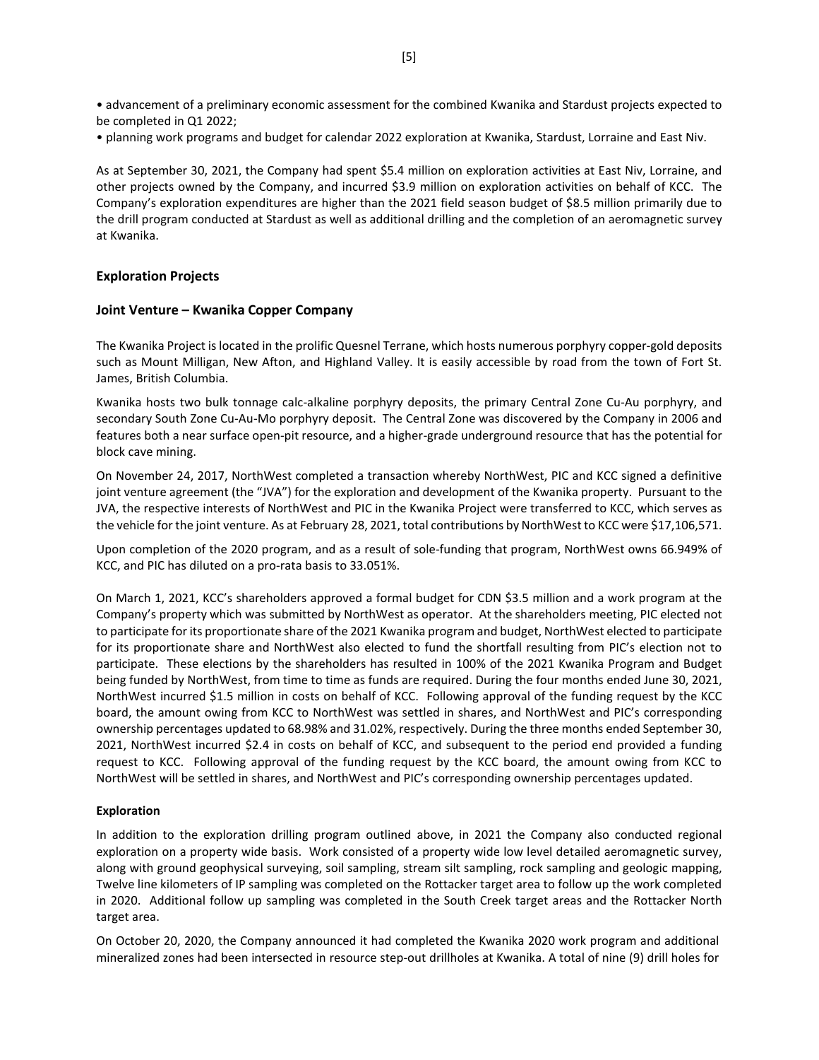• advancement of a preliminary economic assessment for the combined Kwanika and Stardust projects expected to be completed in Q1 2022;
• planning work programs and budget for calendar 2022 exploration at Kwanika, Stardust, Lorraine and East Niv.

As at September 30, 2021, the Company had spent $5.4 million on exploration activities at East Niv, Lorraine, and other projects owned by the Company, and incurred $3.9 million on exploration activities on behalf of KCC. The Company's exploration expenditures are higher than the 2021 field season budget of $8.5 million primarily due to the drill program conducted at Stardust as well as additional drilling and the completion of an aeromagnetic survey at Kwanika.

## Exploration Projects

## Joint Venture – Kwanika Copper Company

The Kwanika Project is located in the prolific Quesnel Terrane, which hosts numerous porphyry copper-gold deposits such as Mount Milligan, New Afton, and Highland Valley. It is easily accessible by road from the town of Fort St. James, British Columbia.

Kwanika hosts two bulk tonnage calc-alkaline porphyry deposits, the primary Central Zone Cu-Au porphyry, and secondary South Zone Cu-Au-Mo porphyry deposit. The Central Zone was discovered by the Company in 2006 and features both a near surface open-pit resource, and a higher-grade underground resource that has the potential for block cave mining.

On November 24, 2017, NorthWest completed a transaction whereby NorthWest, PIC and KCC signed a definitive joint venture agreement (the "JVA") for the exploration and development of the Kwanika property. Pursuant to the JVA, the respective interests of NorthWest and PIC in the Kwanika Project were transferred to KCC, which serves as the vehicle for the joint venture. As at February 28, 2021, total contributions by NorthWest to KCC were $17,106,571.

Upon completion of the 2020 program, and as a result of sole-funding that program, NorthWest owns 66.949% of KCC, and PIC has diluted on a pro-rata basis to 33.051%.

On March 1, 2021, KCC's shareholders approved a formal budget for CDN $3.5 million and a work program at the Company's property which was submitted by NorthWest as operator. At the shareholders meeting, PIC elected not to participate for its proportionate share of the 2021 Kwanika program and budget, NorthWest elected to participate for its proportionate share and NorthWest also elected to fund the shortfall resulting from PIC's election not to participate. These elections by the shareholders has resulted in 100% of the 2021 Kwanika Program and Budget being funded by NorthWest, from time to time as funds are required. During the four months ended June 30, 2021, NorthWest incurred $1.5 million in costs on behalf of KCC. Following approval of the funding request by the KCC board, the amount owing from KCC to NorthWest was settled in shares, and NorthWest and PIC's corresponding ownership percentages updated to 68.98% and 31.02%, respectively. During the three months ended September 30, 2021, NorthWest incurred $2.4 in costs on behalf of KCC, and subsequent to the period end provided a funding request to KCC. Following approval of the funding request by the KCC board, the amount owing from KCC to NorthWest will be settled in shares, and NorthWest and PIC's corresponding ownership percentages updated.

**Exploration**

In addition to the exploration drilling program outlined above, in 2021 the Company also conducted regional exploration on a property wide basis. Work consisted of a property wide low level detailed aeromagnetic survey, along with ground geophysical surveying, soil sampling, stream silt sampling, rock sampling and geologic mapping, Twelve line kilometers of IP sampling was completed on the Rottacker target area to follow up the work completed in 2020. Additional follow up sampling was completed in the South Creek target areas and the Rottacker North target area.

On October 20, 2020, the Company announced it had completed the Kwanika 2020 work program and additional mineralized zones had been intersected in resource step-out drillholes at Kwanika. A total of nine (9) drill holes for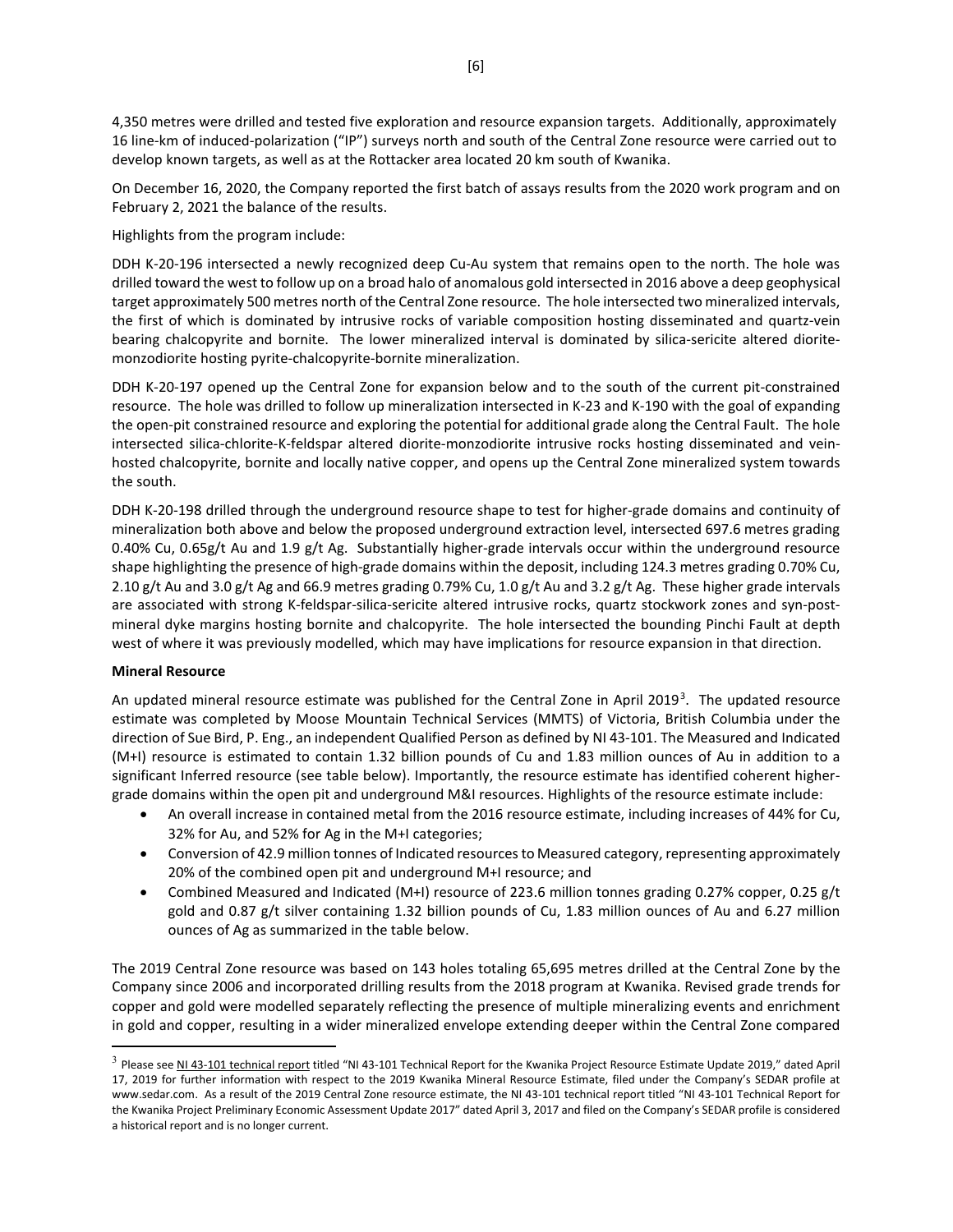4,350 metres were drilled and tested five exploration and resource expansion targets. Additionally, approximately 16 line-km of induced-polarization ("IP") surveys north and south of the Central Zone resource were carried out to develop known targets, as well as at the Rottacker area located 20 km south of Kwanika.

On December 16, 2020, the Company reported the first batch of assays results from the 2020 work program and on February 2, 2021 the balance of the results.

Highlights from the program include:

DDH K-20-196 intersected a newly recognized deep Cu-Au system that remains open to the north. The hole was drilled toward the west to follow up on a broad halo of anomalous gold intersected in 2016 above a deep geophysical target approximately 500 metres north of the Central Zone resource. The hole intersected two mineralized intervals, the first of which is dominated by intrusive rocks of variable composition hosting disseminated and quartz-vein bearing chalcopyrite and bornite. The lower mineralized interval is dominated by silica-sericite altered diorite-monzodiorite hosting pyrite-chalcopyrite-bornite mineralization.

DDH K-20-197 opened up the Central Zone for expansion below and to the south of the current pit-constrained resource. The hole was drilled to follow up mineralization intersected in K-23 and K-190 with the goal of expanding the open-pit constrained resource and exploring the potential for additional grade along the Central Fault. The hole intersected silica-chlorite-K-feldspar altered diorite-monzodiorite intrusive rocks hosting disseminated and vein-hosted chalcopyrite, bornite and locally native copper, and opens up the Central Zone mineralized system towards the south.

DDH K-20-198 drilled through the underground resource shape to test for higher-grade domains and continuity of mineralization both above and below the proposed underground extraction level, intersected 697.6 metres grading 0.40% Cu, 0.65g/t Au and 1.9 g/t Ag. Substantially higher-grade intervals occur within the underground resource shape highlighting the presence of high-grade domains within the deposit, including 124.3 metres grading 0.70% Cu, 2.10 g/t Au and 3.0 g/t Ag and 66.9 metres grading 0.79% Cu, 1.0 g/t Au and 3.2 g/t Ag. These higher grade intervals are associated with strong K-feldspar-silica-sericite altered intrusive rocks, quartz stockwork zones and syn-post-mineral dyke margins hosting bornite and chalcopyrite. The hole intersected the bounding Pinchi Fault at depth west of where it was previously modelled, which may have implications for resource expansion in that direction.

**Mineral Resource**

An updated mineral resource estimate was published for the Central Zone in April 2019[3]. The updated resource estimate was completed by Moose Mountain Technical Services (MMTS) of Victoria, British Columbia under the direction of Sue Bird, P. Eng., an independent Qualified Person as defined by NI 43-101. The Measured and Indicated (M+I) resource is estimated to contain 1.32 billion pounds of Cu and 1.83 million ounces of Au in addition to a significant Inferred resource (see table below). Importantly, the resource estimate has identified coherent higher-grade domains within the open pit and underground M&I resources. Highlights of the resource estimate include:

- An overall increase in contained metal from the 2016 resource estimate, including increases of 44% for Cu, 32% for Au, and 52% for Ag in the M+I categories;
- Conversion of 42.9 million tonnes of Indicated resources to Measured category, representing approximately 20% of the combined open pit and underground M+I resource; and
- Combined Measured and Indicated (M+I) resource of 223.6 million tonnes grading 0.27% copper, 0.25 g/t gold and 0.87 g/t silver containing 1.32 billion pounds of Cu, 1.83 million ounces of Au and 6.27 million ounces of Ag as summarized in the table below.

The 2019 Central Zone resource was based on 143 holes totaling 65,695 metres drilled at the Central Zone by the Company since 2006 and incorporated drilling results from the 2018 program at Kwanika. Revised grade trends for copper and gold were modelled separately reflecting the presence of multiple mineralizing events and enrichment in gold and copper, resulting in a wider mineralized envelope extending deeper within the Central Zone compared

[3] Please see NI 43-101 technical report titled "NI 43-101 Technical Report for the Kwanika Project Resource Estimate Update 2019," dated April 17, 2019 for further information with respect to the 2019 Kwanika Mineral Resource Estimate, filed under the Company's SEDAR profile at www.sedar.com. As a result of the 2019 Central Zone resource estimate, the NI 43-101 technical report titled "NI 43-101 Technical Report for the Kwanika Project Preliminary Economic Assessment Update 2017" dated April 3, 2017 and filed on the Company's SEDAR profile is considered a historical report and is no longer current.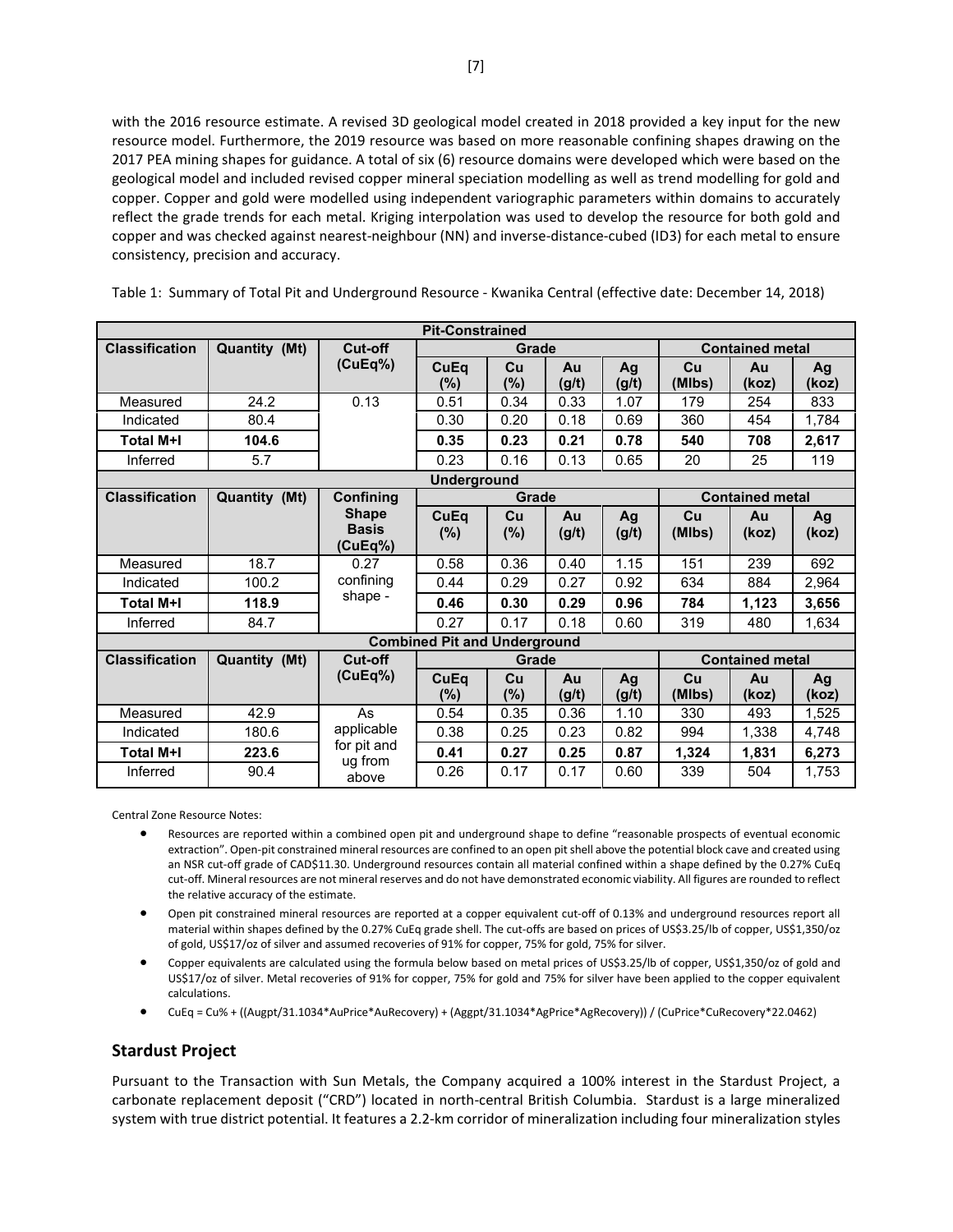with the 2016 resource estimate. A revised 3D geological model created in 2018 provided a key input for the new resource model. Furthermore, the 2019 resource was based on more reasonable confining shapes drawing on the 2017 PEA mining shapes for guidance. A total of six (6) resource domains were developed which were based on the geological model and included revised copper mineral speciation modelling as well as trend modelling for gold and copper. Copper and gold were modelled using independent variographic parameters within domains to accurately reflect the grade trends for each metal. Kriging interpolation was used to develop the resource for both gold and copper and was checked against nearest-neighbour (NN) and inverse-distance-cubed (ID3) for each metal to ensure consistency, precision and accuracy.

Table 1: Summary of Total Pit and Underground Resource - Kwanika Central (effective date: December 14, 2018)

| Pit-Constrained | | | | | | | | | |
|---|---|---|---|---|---|---|---|---|---|
| **Classification** | **Quantity (Mt)** | **Cut-off (CuEq%)** | **Grade** | | | | **Contained metal** | | |
| | | | **CuEq (%)** | **Cu (%)** | **Au (g/t)** | **Ag (g/t)** | **Cu (Mlbs)** | **Au (koz)** | **Ag (koz)** |
| Measured | 24.2 | 0.13 | 0.51 | 0.34 | 0.33 | 1.07 | 179 | 254 | 833 |
| Indicated | 80.4 | | 0.30 | 0.20 | 0.18 | 0.69 | 360 | 454 | 1,784 |
| **Total M+I** | **104.6** | | **0.35** | **0.23** | **0.21** | **0.78** | **540** | **708** | **2,617** |
| Inferred | 5.7 | | 0.23 | 0.16 | 0.13 | 0.65 | 20 | 25 | 119 |
| **Underground** | | | | | | | | | |
| **Classification** | **Quantity (Mt)** | **Confining Shape Basis (CuEq%)** | **Grade** | | | | **Contained metal** | | |
| | | | **CuEq (%)** | **Cu (%)** | **Au (g/t)** | **Ag (g/t)** | **Cu (Mlbs)** | **Au (koz)** | **Ag (koz)** |
| Measured | 18.7 | 0.27 confining shape - | 0.58 | 0.36 | 0.40 | 1.15 | 151 | 239 | 692 |
| Indicated | 100.2 | | 0.44 | 0.29 | 0.27 | 0.92 | 634 | 884 | 2,964 |
| **Total M+I** | **118.9** | | **0.46** | **0.30** | **0.29** | **0.96** | **784** | **1,123** | **3,656** |
| Inferred | 84.7 | | 0.27 | 0.17 | 0.18 | 0.60 | 319 | 480 | 1,634 |
| **Combined Pit and Underground** | | | | | | | | | |
| **Classification** | **Quantity (Mt)** | **Cut-off (CuEq%)** | **Grade** | | | | **Contained metal** | | |
| | | | **CuEq (%)** | **Cu (%)** | **Au (g/t)** | **Ag (g/t)** | **Cu (Mlbs)** | **Au (koz)** | **Ag (koz)** |
| Measured | 42.9 | As applicable for pit and ug from above | 0.54 | 0.35 | 0.36 | 1.10 | 330 | 493 | 1,525 |
| Indicated | 180.6 | | 0.38 | 0.25 | 0.23 | 0.82 | 994 | 1,338 | 4,748 |
| **Total M+I** | **223.6** | | **0.41** | **0.27** | **0.25** | **0.87** | **1,324** | **1,831** | **6,273** |
| Inferred | 90.4 | | 0.26 | 0.17 | 0.17 | 0.60 | 339 | 504 | 1,753 |

Central Zone Resource Notes:

- Resources are reported within a combined open pit and underground shape to define "reasonable prospects of eventual economic extraction". Open-pit constrained mineral resources are confined to an open pit shell above the potential block cave and created using an NSR cut-off grade of CAD$11.30. Underground resources contain all material confined within a shape defined by the 0.27% CuEq cut-off. Mineral resources are not mineral reserves and do not have demonstrated economic viability. All figures are rounded to reflect the relative accuracy of the estimate.
- Open pit constrained mineral resources are reported at a copper equivalent cut-off of 0.13% and underground resources report all material within shapes defined by the 0.27% CuEq grade shell. The cut-offs are based on prices of US$3.25/lb of copper, US$1,350/oz of gold, US$17/oz of silver and assumed recoveries of 91% for copper, 75% for gold, 75% for silver.
- Copper equivalents are calculated using the formula below based on metal prices of US$3.25/lb of copper, US$1,350/oz of gold and US$17/oz of silver. Metal recoveries of 91% for copper, 75% for gold and 75% for silver have been applied to the copper equivalent calculations.
- CuEq = Cu% + ((Augpt/31.1034*AuPrice*AuRecovery) + (Aggpt/31.1034*AgPrice*AgRecovery)) / (CuPrice*CuRecovery*22.0462)

## Stardust Project

Pursuant to the Transaction with Sun Metals, the Company acquired a 100% interest in the Stardust Project, a carbonate replacement deposit ("CRD") located in north-central British Columbia. Stardust is a large mineralized system with true district potential. It features a 2.2-km corridor of mineralization including four mineralization styles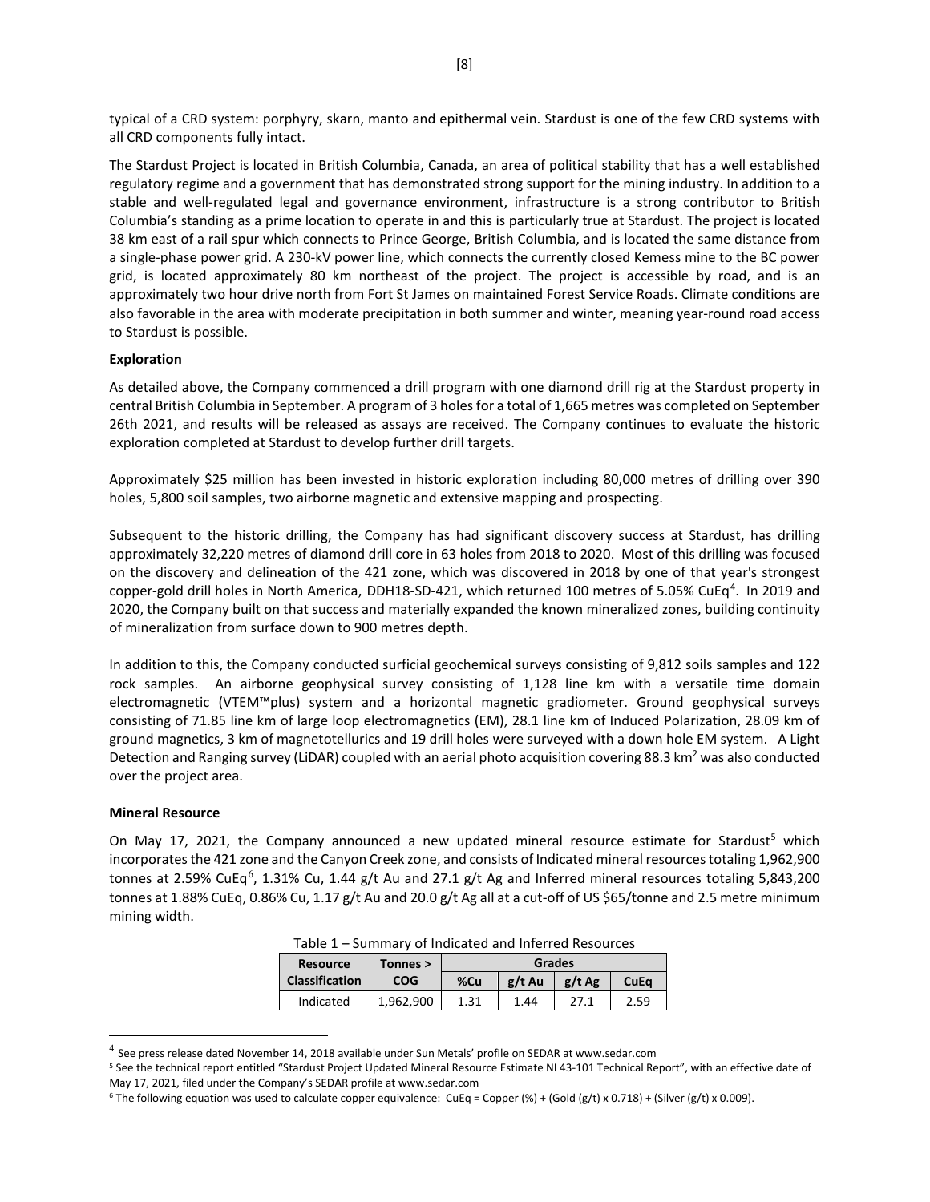typical of a CRD system: porphyry, skarn, manto and epithermal vein. Stardust is one of the few CRD systems with all CRD components fully intact.

The Stardust Project is located in British Columbia, Canada, an area of political stability that has a well established regulatory regime and a government that has demonstrated strong support for the mining industry. In addition to a stable and well-regulated legal and governance environment, infrastructure is a strong contributor to British Columbia's standing as a prime location to operate in and this is particularly true at Stardust. The project is located 38 km east of a rail spur which connects to Prince George, British Columbia, and is located the same distance from a single-phase power grid. A 230-kV power line, which connects the currently closed Kemess mine to the BC power grid, is located approximately 80 km northeast of the project. The project is accessible by road, and is an approximately two hour drive north from Fort St James on maintained Forest Service Roads. Climate conditions are also favorable in the area with moderate precipitation in both summer and winter, meaning year-round road access to Stardust is possible.

**Exploration**

As detailed above, the Company commenced a drill program with one diamond drill rig at the Stardust property in central British Columbia in September. A program of 3 holes for a total of 1,665 metres was completed on September 26th 2021, and results will be released as assays are received. The Company continues to evaluate the historic exploration completed at Stardust to develop further drill targets.

Approximately $25 million has been invested in historic exploration including 80,000 metres of drilling over 390 holes, 5,800 soil samples, two airborne magnetic and extensive mapping and prospecting.

Subsequent to the historic drilling, the Company has had significant discovery success at Stardust, has drilling approximately 32,220 metres of diamond drill core in 63 holes from 2018 to 2020. Most of this drilling was focused on the discovery and delineation of the 421 zone, which was discovered in 2018 by one of that year's strongest copper-gold drill holes in North America, DDH18-SD-421, which returned 100 metres of 5.05% CuEq[4]. In 2019 and 2020, the Company built on that success and materially expanded the known mineralized zones, building continuity of mineralization from surface down to 900 metres depth.

In addition to this, the Company conducted surficial geochemical surveys consisting of 9,812 soils samples and 122 rock samples. An airborne geophysical survey consisting of 1,128 line km with a versatile time domain electromagnetic (VTEM™plus) system and a horizontal magnetic gradiometer. Ground geophysical surveys consisting of 71.85 line km of large loop electromagnetics (EM), 28.1 line km of Induced Polarization, 28.09 km of ground magnetics, 3 km of magnetotellurics and 19 drill holes were surveyed with a down hole EM system. A Light Detection and Ranging survey (LiDAR) coupled with an aerial photo acquisition covering 88.3 km$^2$ was also conducted over the project area.

**Mineral Resource**

On May 17, 2021, the Company announced a new updated mineral resource estimate for Stardust[5] which incorporates the 421 zone and the Canyon Creek zone, and consists of Indicated mineral resources totaling 1,962,900 tonnes at 2.59% CuEq[6], 1.31% Cu, 1.44 g/t Au and 27.1 g/t Ag and Inferred mineral resources totaling 5,843,200 tonnes at 1.88% CuEq, 0.86% Cu, 1.17 g/t Au and 20.0 g/t Ag all at a cut-off of US $65/tonne and 2.5 metre minimum mining width.

Table 1 – Summary of Indicated and Inferred Resources

| Resource Classification | Tonnes > COG | Grades | | | |
|---|---|---|---|---|---|
| | | %Cu | g/t Au | g/t Ag | CuEq |
| Indicated | 1,962,900 | 1.31 | 1.44 | 27.1 | 2.59 |

[4] See press release dated November 14, 2018 available under Sun Metals' profile on SEDAR at www.sedar.com

[5] See the technical report entitled "Stardust Project Updated Mineral Resource Estimate NI 43-103 Technical Report", with an effective date of May 17, 2021, filed under the Company's SEDAR profile at www.sedar.com

[6] The following equation was used to calculate copper equivalence: CuEq = Copper (%) + (Gold (g/t) x 0.718) + (Silver (g/t) x 0.009).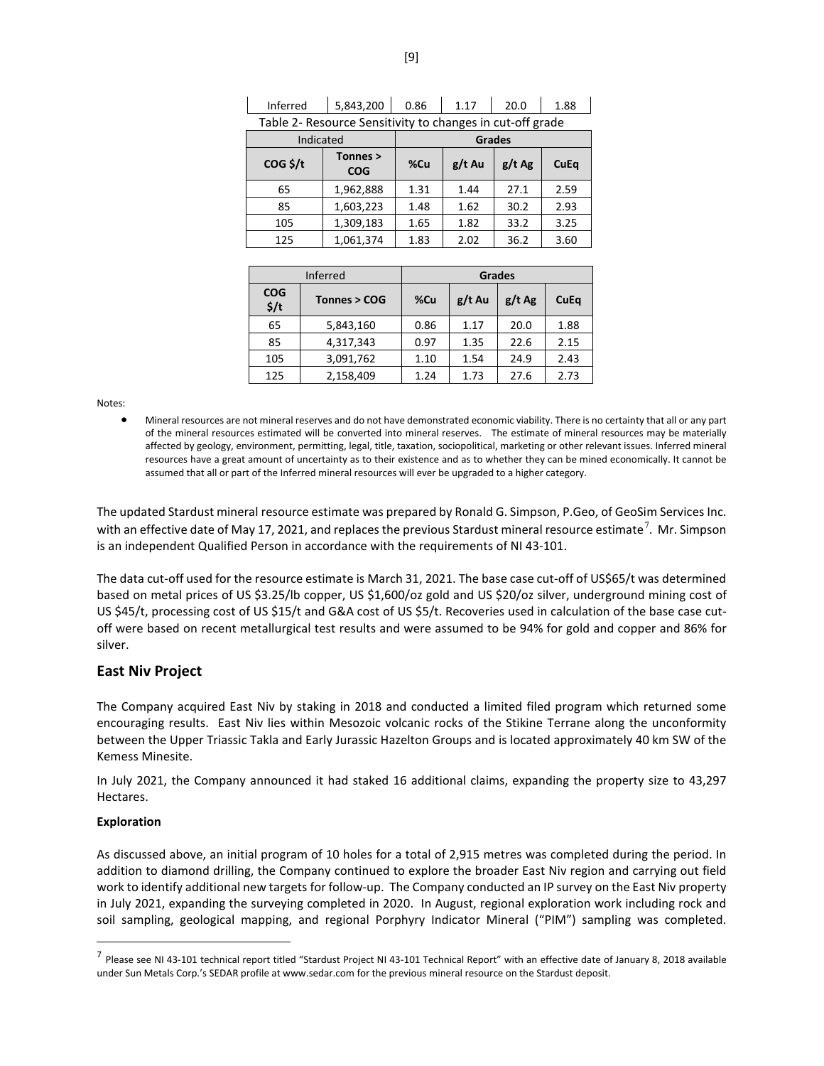| Inferred | 5,843,200 | 0.86 | 1.17 | 20.0 | 1.88 |
|---|---|---|---|---|---|

Table 2- Resource Sensitivity to changes in cut-off grade

| Indicated | | Grades | | | |
|---|---|---|---|---|---|
| **COG $/t** | **Tonnes > COG** | **%Cu** | **g/t Au** | **g/t Ag** | **CuEq** |
| 65 | 1,962,888 | 1.31 | 1.44 | 27.1 | 2.59 |
| 85 | 1,603,223 | 1.48 | 1.62 | 30.2 | 2.93 |
| 105 | 1,309,183 | 1.65 | 1.82 | 33.2 | 3.25 |
| 125 | 1,061,374 | 1.83 | 2.02 | 36.2 | 3.60 |

| Inferred | | Grades | | | |
|---|---|---|---|---|---|
| **COG $/t** | **Tonnes > COG** | **%Cu** | **g/t Au** | **g/t Ag** | **CuEq** |
| 65 | 5,843,160 | 0.86 | 1.17 | 20.0 | 1.88 |
| 85 | 4,317,343 | 0.97 | 1.35 | 22.6 | 2.15 |
| 105 | 3,091,762 | 1.10 | 1.54 | 24.9 | 2.43 |
| 125 | 2,158,409 | 1.24 | 1.73 | 27.6 | 2.73 |

Notes:

- Mineral resources are not mineral reserves and do not have demonstrated economic viability. There is no certainty that all or any part of the mineral resources estimated will be converted into mineral reserves. The estimate of mineral resources may be materially affected by geology, environment, permitting, legal, title, taxation, sociopolitical, marketing or other relevant issues. Inferred mineral resources have a great amount of uncertainty as to their existence and as to whether they can be mined economically. It cannot be assumed that all or part of the Inferred mineral resources will ever be upgraded to a higher category.

The updated Stardust mineral resource estimate was prepared by Ronald G. Simpson, P.Geo, of GeoSim Services Inc. with an effective date of May 17, 2021, and replaces the previous Stardust mineral resource estimate[7]. Mr. Simpson is an independent Qualified Person in accordance with the requirements of NI 43-101.

The data cut-off used for the resource estimate is March 31, 2021. The base case cut-off of US$65/t was determined based on metal prices of US $3.25/lb copper, US $1,600/oz gold and US $20/oz silver, underground mining cost of US $45/t, processing cost of US $15/t and G&A cost of US $5/t. Recoveries used in calculation of the base case cut-off were based on recent metallurgical test results and were assumed to be 94% for gold and copper and 86% for silver.

## East Niv Project

The Company acquired East Niv by staking in 2018 and conducted a limited filed program which returned some encouraging results. East Niv lies within Mesozoic volcanic rocks of the Stikine Terrane along the unconformity between the Upper Triassic Takla and Early Jurassic Hazelton Groups and is located approximately 40 km SW of the Kemess Minesite.

In July 2021, the Company announced it had staked 16 additional claims, expanding the property size to 43,297 Hectares.

**Exploration**

As discussed above, an initial program of 10 holes for a total of 2,915 metres was completed during the period. In addition to diamond drilling, the Company continued to explore the broader East Niv region and carrying out field work to identify additional new targets for follow-up. The Company conducted an IP survey on the East Niv property in July 2021, expanding the surveying completed in 2020. In August, regional exploration work including rock and soil sampling, geological mapping, and regional Porphyry Indicator Mineral ("PIM") sampling was completed.

[7] Please see NI 43-101 technical report titled "Stardust Project NI 43-101 Technical Report" with an effective date of January 8, 2018 available under Sun Metals Corp.'s SEDAR profile at www.sedar.com for the previous mineral resource on the Stardust deposit.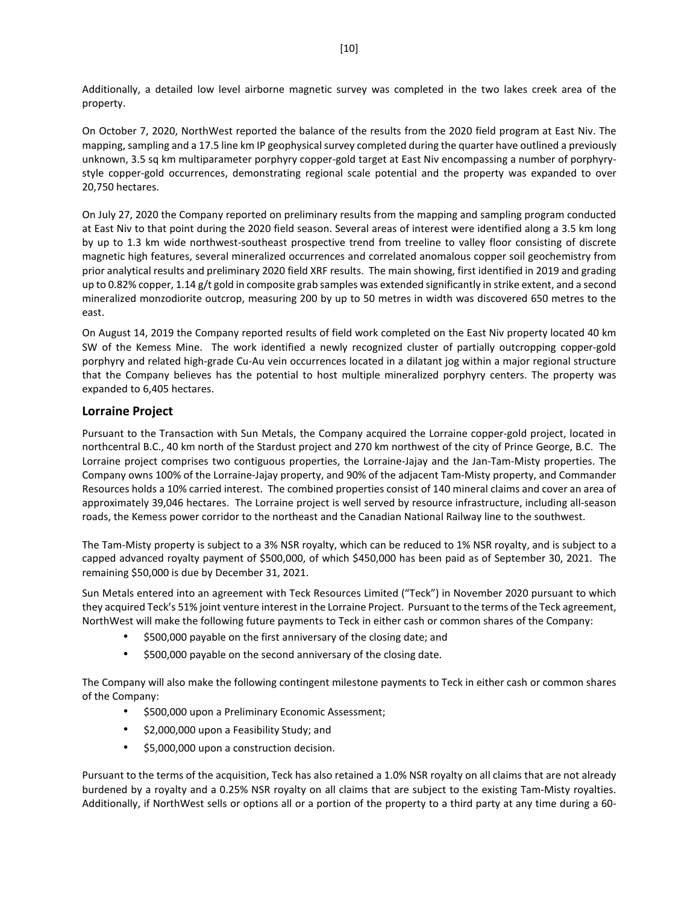Additionally, a detailed low level airborne magnetic survey was completed in the two lakes creek area of the property.

On October 7, 2020, NorthWest reported the balance of the results from the 2020 field program at East Niv. The mapping, sampling and a 17.5 line km IP geophysical survey completed during the quarter have outlined a previously unknown, 3.5 sq km multiparameter porphyry copper-gold target at East Niv encompassing a number of porphyry-style copper-gold occurrences, demonstrating regional scale potential and the property was expanded to over 20,750 hectares.

On July 27, 2020 the Company reported on preliminary results from the mapping and sampling program conducted at East Niv to that point during the 2020 field season. Several areas of interest were identified along a 3.5 km long by up to 1.3 km wide northwest-southeast prospective trend from treeline to valley floor consisting of discrete magnetic high features, several mineralized occurrences and correlated anomalous copper soil geochemistry from prior analytical results and preliminary 2020 field XRF results. The main showing, first identified in 2019 and grading up to 0.82% copper, 1.14 g/t gold in composite grab samples was extended significantly in strike extent, and a second mineralized monzodiorite outcrop, measuring 200 by up to 50 metres in width was discovered 650 metres to the east.

On August 14, 2019 the Company reported results of field work completed on the East Niv property located 40 km SW of the Kemess Mine. The work identified a newly recognized cluster of partially outcropping copper-gold porphyry and related high-grade Cu-Au vein occurrences located in a dilatant jog within a major regional structure that the Company believes has the potential to host multiple mineralized porphyry centers. The property was expanded to 6,405 hectares.

## Lorraine Project

Pursuant to the Transaction with Sun Metals, the Company acquired the Lorraine copper-gold project, located in northcentral B.C., 40 km north of the Stardust project and 270 km northwest of the city of Prince George, B.C. The Lorraine project comprises two contiguous properties, the Lorraine-Jajay and the Jan-Tam-Misty properties. The Company owns 100% of the Lorraine-Jajay property, and 90% of the adjacent Tam-Misty property, and Commander Resources holds a 10% carried interest. The combined properties consist of 140 mineral claims and cover an area of approximately 39,046 hectares. The Lorraine project is well served by resource infrastructure, including all-season roads, the Kemess power corridor to the northeast and the Canadian National Railway line to the southwest.

The Tam-Misty property is subject to a 3% NSR royalty, which can be reduced to 1% NSR royalty, and is subject to a capped advanced royalty payment of $500,000, of which $450,000 has been paid as of September 30, 2021. The remaining $50,000 is due by December 31, 2021.

Sun Metals entered into an agreement with Teck Resources Limited ("Teck") in November 2020 pursuant to which they acquired Teck's 51% joint venture interest in the Lorraine Project. Pursuant to the terms of the Teck agreement, NorthWest will make the following future payments to Teck in either cash or common shares of the Company:

- $500,000 payable on the first anniversary of the closing date; and
- $500,000 payable on the second anniversary of the closing date.

The Company will also make the following contingent milestone payments to Teck in either cash or common shares of the Company:

- $500,000 upon a Preliminary Economic Assessment;
- $2,000,000 upon a Feasibility Study; and
- $5,000,000 upon a construction decision.

Pursuant to the terms of the acquisition, Teck has also retained a 1.0% NSR royalty on all claims that are not already burdened by a royalty and a 0.25% NSR royalty on all claims that are subject to the existing Tam-Misty royalties. Additionally, if NorthWest sells or options all or a portion of the property to a third party at any time during a 60-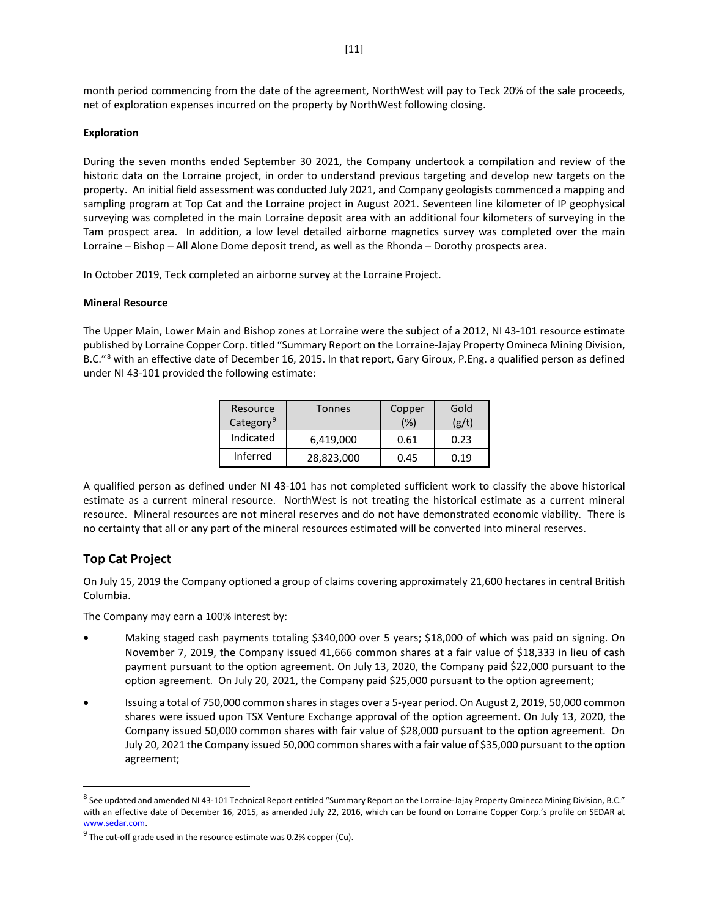month period commencing from the date of the agreement, NorthWest will pay to Teck 20% of the sale proceeds, net of exploration expenses incurred on the property by NorthWest following closing.

**Exploration**

During the seven months ended September 30 2021, the Company undertook a compilation and review of the historic data on the Lorraine project, in order to understand previous targeting and develop new targets on the property. An initial field assessment was conducted July 2021, and Company geologists commenced a mapping and sampling program at Top Cat and the Lorraine project in August 2021. Seventeen line kilometer of IP geophysical surveying was completed in the main Lorraine deposit area with an additional four kilometers of surveying in the Tam prospect area. In addition, a low level detailed airborne magnetics survey was completed over the main Lorraine – Bishop – All Alone Dome deposit trend, as well as the Rhonda – Dorothy prospects area.

In October 2019, Teck completed an airborne survey at the Lorraine Project.

**Mineral Resource**

The Upper Main, Lower Main and Bishop zones at Lorraine were the subject of a 2012, NI 43-101 resource estimate published by Lorraine Copper Corp. titled "Summary Report on the Lorraine-Jajay Property Omineca Mining Division, B.C."[8] with an effective date of December 16, 2015. In that report, Gary Giroux, P.Eng. a qualified person as defined under NI 43-101 provided the following estimate:

| Resource Category[9] | Tonnes | Copper (%) | Gold (g/t) |
|---|---|---|---|
| Indicated | 6,419,000 | 0.61 | 0.23 |
| Inferred | 28,823,000 | 0.45 | 0.19 |

A qualified person as defined under NI 43-101 has not completed sufficient work to classify the above historical estimate as a current mineral resource. NorthWest is not treating the historical estimate as a current mineral resource. Mineral resources are not mineral reserves and do not have demonstrated economic viability. There is no certainty that all or any part of the mineral resources estimated will be converted into mineral reserves.

## Top Cat Project

On July 15, 2019 the Company optioned a group of claims covering approximately 21,600 hectares in central British Columbia.

The Company may earn a 100% interest by:

- Making staged cash payments totaling $340,000 over 5 years; $18,000 of which was paid on signing. On November 7, 2019, the Company issued 41,666 common shares at a fair value of $18,333 in lieu of cash payment pursuant to the option agreement. On July 13, 2020, the Company paid $22,000 pursuant to the option agreement. On July 20, 2021, the Company paid $25,000 pursuant to the option agreement;
- Issuing a total of 750,000 common shares in stages over a 5-year period. On August 2, 2019, 50,000 common shares were issued upon TSX Venture Exchange approval of the option agreement. On July 13, 2020, the Company issued 50,000 common shares with fair value of $28,000 pursuant to the option agreement. On July 20, 2021 the Company issued 50,000 common shares with a fair value of $35,000 pursuant to the option agreement;

---

[8] See updated and amended NI 43-101 Technical Report entitled "Summary Report on the Lorraine-Jajay Property Omineca Mining Division, B.C." with an effective date of December 16, 2015, as amended July 22, 2016, which can be found on Lorraine Copper Corp.'s profile on SEDAR at www.sedar.com.

[9] The cut-off grade used in the resource estimate was 0.2% copper (Cu).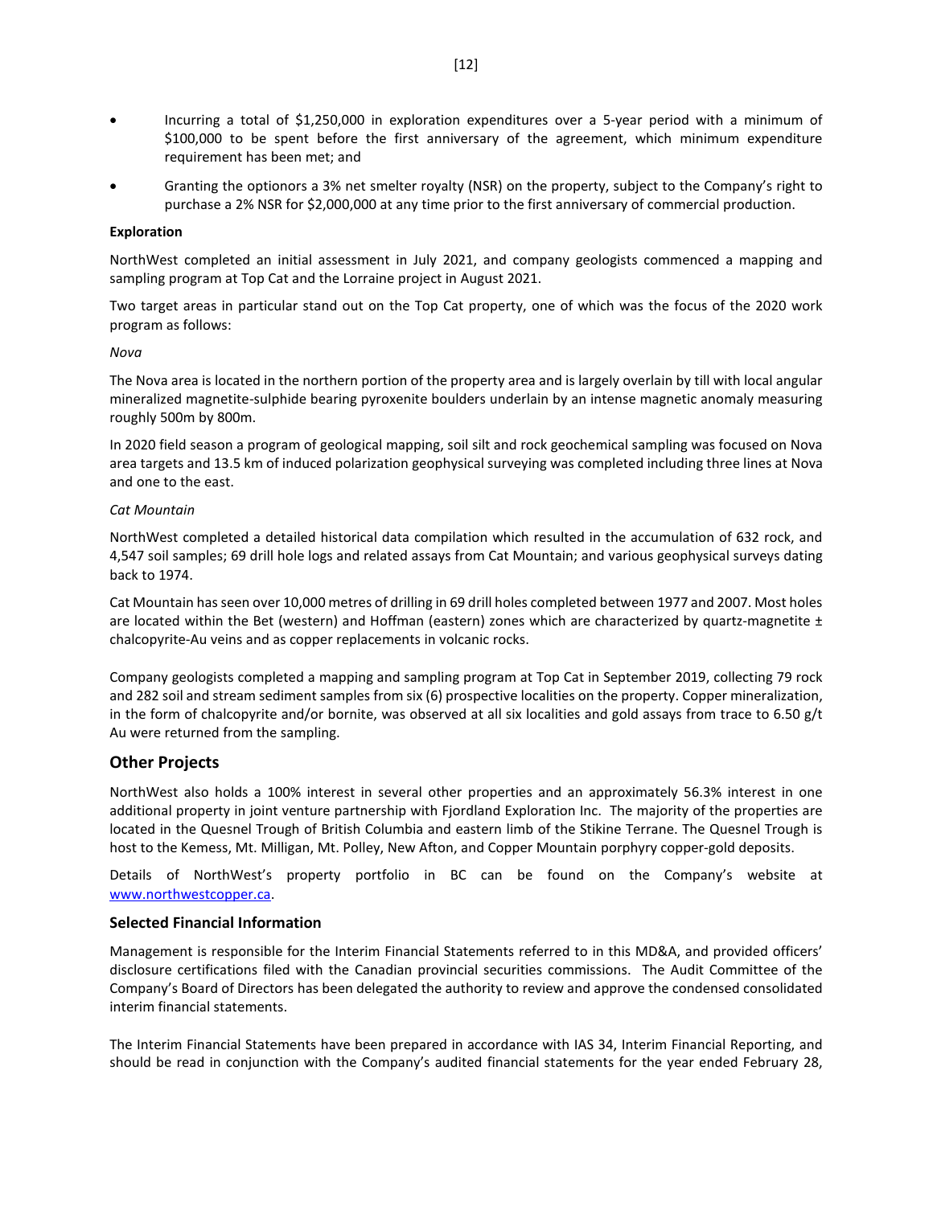- Incurring a total of $1,250,000 in exploration expenditures over a 5-year period with a minimum of $100,000 to be spent before the first anniversary of the agreement, which minimum expenditure requirement has been met; and
- Granting the optionors a 3% net smelter royalty (NSR) on the property, subject to the Company's right to purchase a 2% NSR for $2,000,000 at any time prior to the first anniversary of commercial production.

**Exploration**

NorthWest completed an initial assessment in July 2021, and company geologists commenced a mapping and sampling program at Top Cat and the Lorraine project in August 2021.

Two target areas in particular stand out on the Top Cat property, one of which was the focus of the 2020 work program as follows:

*Nova*

The Nova area is located in the northern portion of the property area and is largely overlain by till with local angular mineralized magnetite-sulphide bearing pyroxenite boulders underlain by an intense magnetic anomaly measuring roughly 500m by 800m.

In 2020 field season a program of geological mapping, soil silt and rock geochemical sampling was focused on Nova area targets and 13.5 km of induced polarization geophysical surveying was completed including three lines at Nova and one to the east.

*Cat Mountain*

NorthWest completed a detailed historical data compilation which resulted in the accumulation of 632 rock, and 4,547 soil samples; 69 drill hole logs and related assays from Cat Mountain; and various geophysical surveys dating back to 1974.

Cat Mountain has seen over 10,000 metres of drilling in 69 drill holes completed between 1977 and 2007. Most holes are located within the Bet (western) and Hoffman (eastern) zones which are characterized by quartz-magnetite ± chalcopyrite-Au veins and as copper replacements in volcanic rocks.

Company geologists completed a mapping and sampling program at Top Cat in September 2019, collecting 79 rock and 282 soil and stream sediment samples from six (6) prospective localities on the property. Copper mineralization, in the form of chalcopyrite and/or bornite, was observed at all six localities and gold assays from trace to 6.50 g/t Au were returned from the sampling.

## Other Projects

NorthWest also holds a 100% interest in several other properties and an approximately 56.3% interest in one additional property in joint venture partnership with Fjordland Exploration Inc. The majority of the properties are located in the Quesnel Trough of British Columbia and eastern limb of the Stikine Terrane. The Quesnel Trough is host to the Kemess, Mt. Milligan, Mt. Polley, New Afton, and Copper Mountain porphyry copper-gold deposits.

Details of NorthWest's property portfolio in BC can be found on the Company's website at www.northwestcopper.ca.

## Selected Financial Information

Management is responsible for the Interim Financial Statements referred to in this MD&A, and provided officers' disclosure certifications filed with the Canadian provincial securities commissions. The Audit Committee of the Company's Board of Directors has been delegated the authority to review and approve the condensed consolidated interim financial statements.

The Interim Financial Statements have been prepared in accordance with IAS 34, Interim Financial Reporting, and should be read in conjunction with the Company's audited financial statements for the year ended February 28,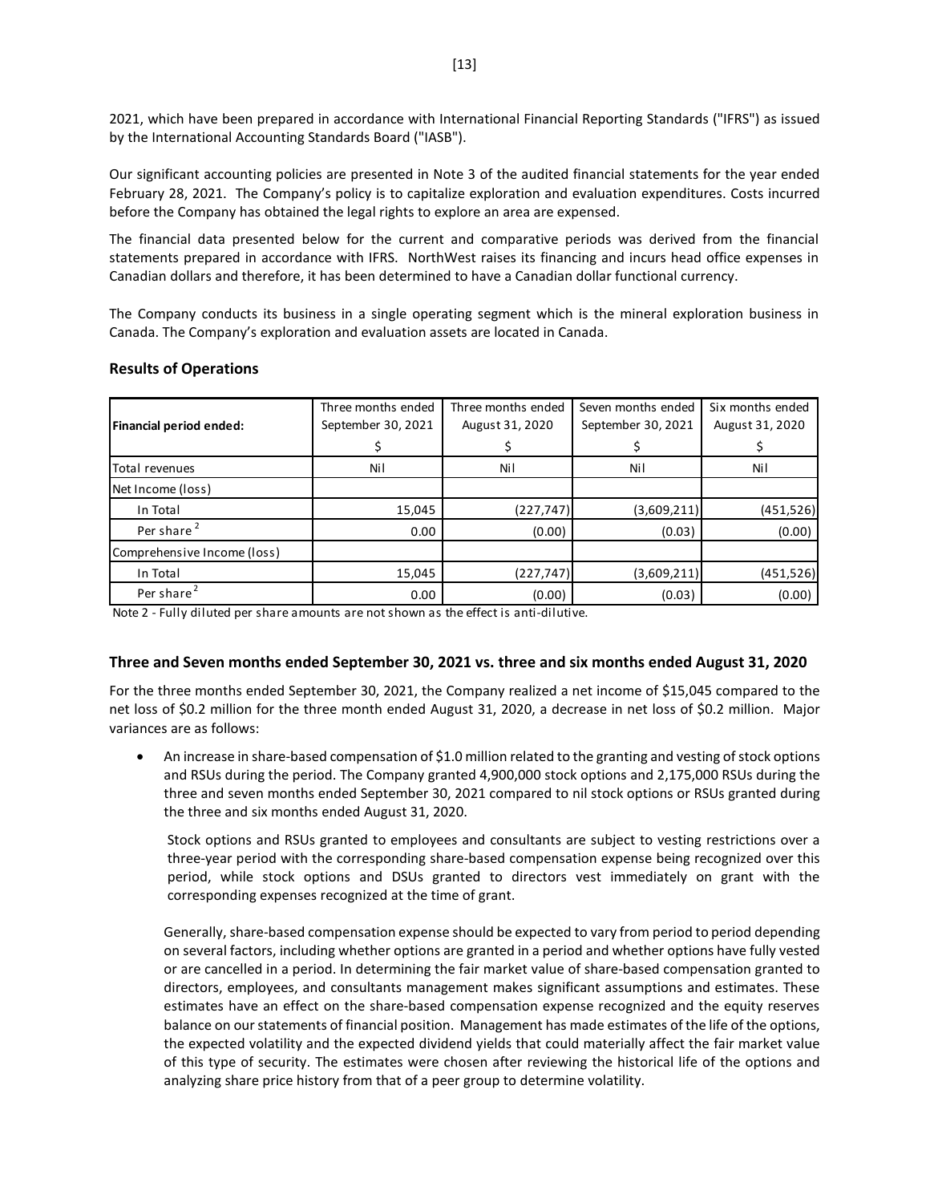2021, which have been prepared in accordance with International Financial Reporting Standards ("IFRS") as issued by the International Accounting Standards Board ("IASB").

Our significant accounting policies are presented in Note 3 of the audited financial statements for the year ended February 28, 2021. The Company's policy is to capitalize exploration and evaluation expenditures. Costs incurred before the Company has obtained the legal rights to explore an area are expensed.

The financial data presented below for the current and comparative periods was derived from the financial statements prepared in accordance with IFRS. NorthWest raises its financing and incurs head office expenses in Canadian dollars and therefore, it has been determined to have a Canadian dollar functional currency.

The Company conducts its business in a single operating segment which is the mineral exploration business in Canada. The Company's exploration and evaluation assets are located in Canada.

## Results of Operations

| Financial period ended: | Three months ended September 30, 2021 | Three months ended August 31, 2020 | Seven months ended September 30, 2021 | Six months ended August 31, 2020 |
|---|---|---|---|---|
| | $ | $ | $ | $ |
| Total revenues | Nil | Nil | Nil | Nil |
| Net Income (loss) | | | | |
| In Total | 15,045 | (227,747) | (3,609,211) | (451,526) |
| Per share [2] | 0.00 | (0.00) | (0.03) | (0.00) |
| Comprehensive Income (loss) | | | | |
| In Total | 15,045 | (227,747) | (3,609,211) | (451,526) |
| Per share [2] | 0.00 | (0.00) | (0.03) | (0.00) |

Note 2 - Fully diluted per share amounts are not shown as the effect is anti-dilutive.

### Three and Seven months ended September 30, 2021 vs. three and six months ended August 31, 2020

For the three months ended September 30, 2021, the Company realized a net income of $15,045 compared to the net loss of $0.2 million for the three month ended August 31, 2020, a decrease in net loss of $0.2 million. Major variances are as follows:

- An increase in share-based compensation of $1.0 million related to the granting and vesting of stock options and RSUs during the period. The Company granted 4,900,000 stock options and 2,175,000 RSUs during the three and seven months ended September 30, 2021 compared to nil stock options or RSUs granted during the three and six months ended August 31, 2020.

  Stock options and RSUs granted to employees and consultants are subject to vesting restrictions over a three-year period with the corresponding share-based compensation expense being recognized over this period, while stock options and DSUs granted to directors vest immediately on grant with the corresponding expenses recognized at the time of grant.

  Generally, share-based compensation expense should be expected to vary from period to period depending on several factors, including whether options are granted in a period and whether options have fully vested or are cancelled in a period. In determining the fair market value of share-based compensation granted to directors, employees, and consultants management makes significant assumptions and estimates. These estimates have an effect on the share-based compensation expense recognized and the equity reserves balance on our statements of financial position. Management has made estimates of the life of the options, the expected volatility and the expected dividend yields that could materially affect the fair market value of this type of security. The estimates were chosen after reviewing the historical life of the options and analyzing share price history from that of a peer group to determine volatility.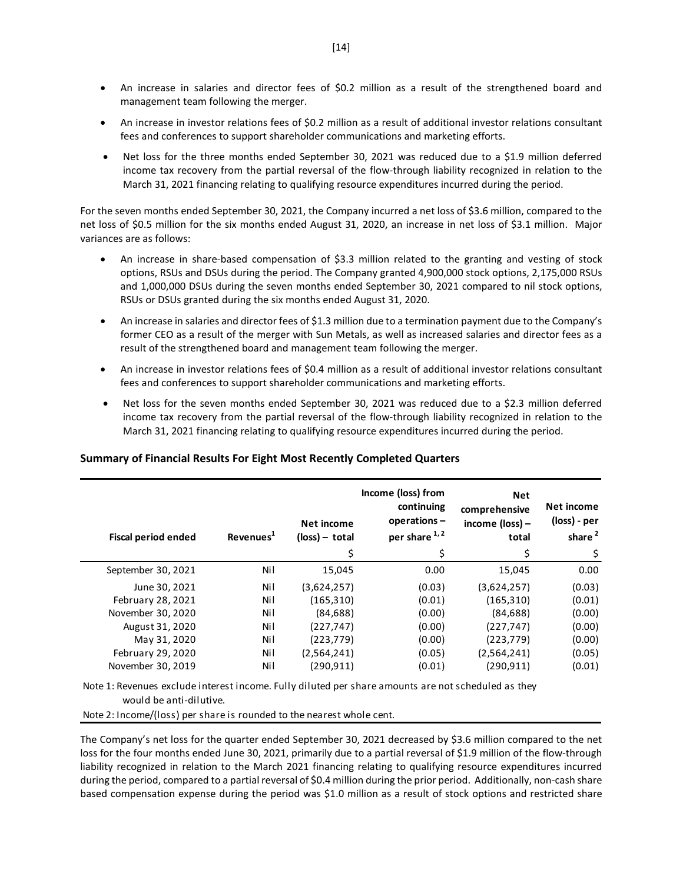- An increase in salaries and director fees of $0.2 million as a result of the strengthened board and management team following the merger.
- An increase in investor relations fees of $0.2 million as a result of additional investor relations consultant fees and conferences to support shareholder communications and marketing efforts.
- Net loss for the three months ended September 30, 2021 was reduced due to a $1.9 million deferred income tax recovery from the partial reversal of the flow-through liability recognized in relation to the March 31, 2021 financing relating to qualifying resource expenditures incurred during the period.

For the seven months ended September 30, 2021, the Company incurred a net loss of $3.6 million, compared to the net loss of $0.5 million for the six months ended August 31, 2020, an increase in net loss of $3.1 million. Major variances are as follows:

- An increase in share-based compensation of $3.3 million related to the granting and vesting of stock options, RSUs and DSUs during the period. The Company granted 4,900,000 stock options, 2,175,000 RSUs and 1,000,000 DSUs during the seven months ended September 30, 2021 compared to nil stock options, RSUs or DSUs granted during the six months ended August 31, 2020.
- An increase in salaries and director fees of $1.3 million due to a termination payment due to the Company's former CEO as a result of the merger with Sun Metals, as well as increased salaries and director fees as a result of the strengthened board and management team following the merger.
- An increase in investor relations fees of $0.4 million as a result of additional investor relations consultant fees and conferences to support shareholder communications and marketing efforts.
- Net loss for the seven months ended September 30, 2021 was reduced due to a $2.3 million deferred income tax recovery from the partial reversal of the flow-through liability recognized in relation to the March 31, 2021 financing relating to qualifying resource expenditures incurred during the period.

## Summary of Financial Results For Eight Most Recently Completed Quarters

| Fiscal period ended | Revenues[1] | Net income (loss) – total | Income (loss) from continuing operations – per share [1,2] | Net comprehensive income (loss) – total | Net income (loss) - per share [2] |
|---|---|---|---|---|---|
| | | $ | $ | $ | $ |
| September 30, 2021 | Nil | 15,045 | 0.00 | 15,045 | 0.00 |
| June 30, 2021 | Nil | (3,624,257) | (0.03) | (3,624,257) | (0.03) |
| February 28, 2021 | Nil | (165,310) | (0.01) | (165,310) | (0.01) |
| November 30, 2020 | Nil | (84,688) | (0.00) | (84,688) | (0.00) |
| August 31, 2020 | Nil | (227,747) | (0.00) | (227,747) | (0.00) |
| May 31, 2020 | Nil | (223,779) | (0.00) | (223,779) | (0.00) |
| February 29, 2020 | Nil | (2,564,241) | (0.05) | (2,564,241) | (0.05) |
| November 30, 2019 | Nil | (290,911) | (0.01) | (290,911) | (0.01) |

Note 1: Revenues exclude interest income. Fully diluted per share amounts are not scheduled as they would be anti-dilutive.

Note 2: Income/(loss) per share is rounded to the nearest whole cent.

The Company's net loss for the quarter ended September 30, 2021 decreased by $3.6 million compared to the net loss for the four months ended June 30, 2021, primarily due to a partial reversal of $1.9 million of the flow-through liability recognized in relation to the March 2021 financing relating to qualifying resource expenditures incurred during the period, compared to a partial reversal of $0.4 million during the prior period. Additionally, non-cash share based compensation expense during the period was $1.0 million as a result of stock options and restricted share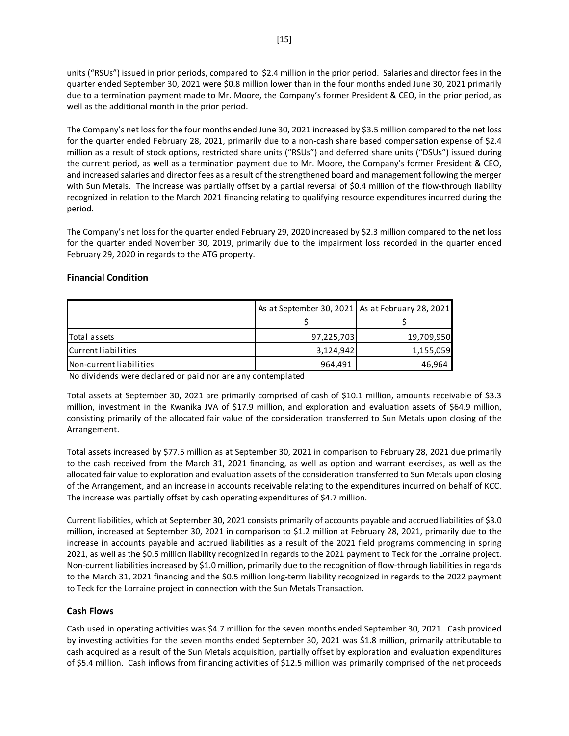units ("RSUs") issued in prior periods, compared to $2.4 million in the prior period. Salaries and director fees in the quarter ended September 30, 2021 were $0.8 million lower than in the four months ended June 30, 2021 primarily due to a termination payment made to Mr. Moore, the Company's former President & CEO, in the prior period, as well as the additional month in the prior period.

The Company's net loss for the four months ended June 30, 2021 increased by $3.5 million compared to the net loss for the quarter ended February 28, 2021, primarily due to a non-cash share based compensation expense of $2.4 million as a result of stock options, restricted share units ("RSUs") and deferred share units ("DSUs") issued during the current period, as well as a termination payment due to Mr. Moore, the Company's former President & CEO, and increased salaries and director fees as a result of the strengthened board and management following the merger with Sun Metals. The increase was partially offset by a partial reversal of $0.4 million of the flow-through liability recognized in relation to the March 2021 financing relating to qualifying resource expenditures incurred during the period.

The Company's net loss for the quarter ended February 29, 2020 increased by $2.3 million compared to the net loss for the quarter ended November 30, 2019, primarily due to the impairment loss recorded in the quarter ended February 29, 2020 in regards to the ATG property.

## Financial Condition

| | As at September 30, 2021 | As at February 28, 2021 |
|---|---|---|
| | $ | $ |
| Total assets | 97,225,703 | 19,709,950 |
| Current liabilities | 3,124,942 | 1,155,059 |
| Non-current liabilities | 964,491 | 46,964 |

No dividends were declared or paid nor are any contemplated

Total assets at September 30, 2021 are primarily comprised of cash of $10.1 million, amounts receivable of $3.3 million, investment in the Kwanika JVA of $17.9 million, and exploration and evaluation assets of $64.9 million, consisting primarily of the allocated fair value of the consideration transferred to Sun Metals upon closing of the Arrangement.

Total assets increased by $77.5 million as at September 30, 2021 in comparison to February 28, 2021 due primarily to the cash received from the March 31, 2021 financing, as well as option and warrant exercises, as well as the allocated fair value to exploration and evaluation assets of the consideration transferred to Sun Metals upon closing of the Arrangement, and an increase in accounts receivable relating to the expenditures incurred on behalf of KCC. The increase was partially offset by cash operating expenditures of $4.7 million.

Current liabilities, which at September 30, 2021 consists primarily of accounts payable and accrued liabilities of $3.0 million, increased at September 30, 2021 in comparison to $1.2 million at February 28, 2021, primarily due to the increase in accounts payable and accrued liabilities as a result of the 2021 field programs commencing in spring 2021, as well as the $0.5 million liability recognized in regards to the 2021 payment to Teck for the Lorraine project. Non-current liabilities increased by $1.0 million, primarily due to the recognition of flow-through liabilities in regards to the March 31, 2021 financing and the $0.5 million long-term liability recognized in regards to the 2022 payment to Teck for the Lorraine project in connection with the Sun Metals Transaction.

## Cash Flows

Cash used in operating activities was $4.7 million for the seven months ended September 30, 2021. Cash provided by investing activities for the seven months ended September 30, 2021 was $1.8 million, primarily attributable to cash acquired as a result of the Sun Metals acquisition, partially offset by exploration and evaluation expenditures of $5.4 million. Cash inflows from financing activities of $12.5 million was primarily comprised of the net proceeds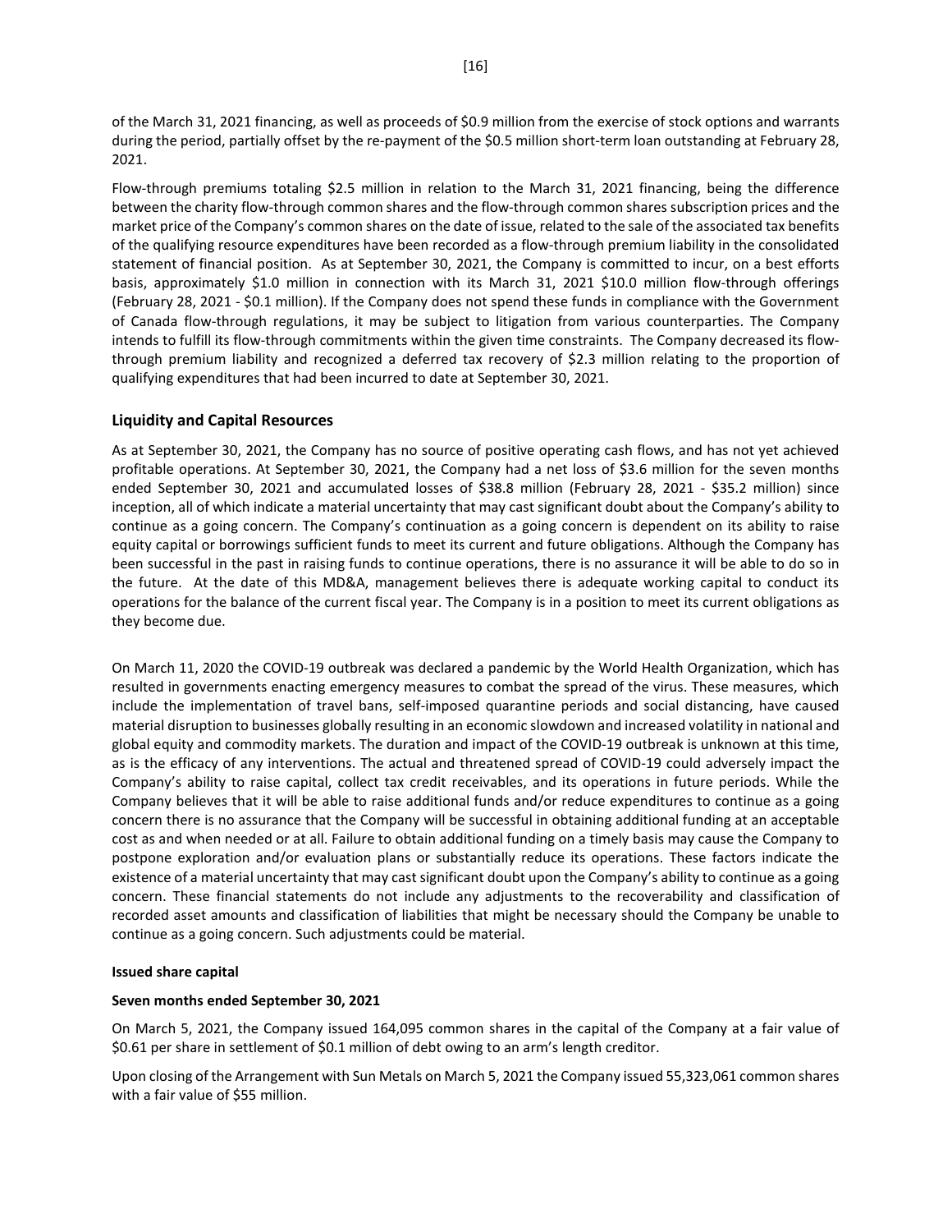of the March 31, 2021 financing, as well as proceeds of $0.9 million from the exercise of stock options and warrants during the period, partially offset by the re-payment of the $0.5 million short-term loan outstanding at February 28, 2021.

Flow-through premiums totaling $2.5 million in relation to the March 31, 2021 financing, being the difference between the charity flow-through common shares and the flow-through common shares subscription prices and the market price of the Company's common shares on the date of issue, related to the sale of the associated tax benefits of the qualifying resource expenditures have been recorded as a flow-through premium liability in the consolidated statement of financial position. As at September 30, 2021, the Company is committed to incur, on a best efforts basis, approximately $1.0 million in connection with its March 31, 2021 $10.0 million flow-through offerings (February 28, 2021 - $0.1 million). If the Company does not spend these funds in compliance with the Government of Canada flow-through regulations, it may be subject to litigation from various counterparties. The Company intends to fulfill its flow-through commitments within the given time constraints. The Company decreased its flow-through premium liability and recognized a deferred tax recovery of $2.3 million relating to the proportion of qualifying expenditures that had been incurred to date at September 30, 2021.

## Liquidity and Capital Resources

As at September 30, 2021, the Company has no source of positive operating cash flows, and has not yet achieved profitable operations. At September 30, 2021, the Company had a net loss of $3.6 million for the seven months ended September 30, 2021 and accumulated losses of $38.8 million (February 28, 2021 - $35.2 million) since inception, all of which indicate a material uncertainty that may cast significant doubt about the Company's ability to continue as a going concern. The Company's continuation as a going concern is dependent on its ability to raise equity capital or borrowings sufficient funds to meet its current and future obligations. Although the Company has been successful in the past in raising funds to continue operations, there is no assurance it will be able to do so in the future. At the date of this MD&A, management believes there is adequate working capital to conduct its operations for the balance of the current fiscal year. The Company is in a position to meet its current obligations as they become due.

On March 11, 2020 the COVID-19 outbreak was declared a pandemic by the World Health Organization, which has resulted in governments enacting emergency measures to combat the spread of the virus. These measures, which include the implementation of travel bans, self-imposed quarantine periods and social distancing, have caused material disruption to businesses globally resulting in an economic slowdown and increased volatility in national and global equity and commodity markets. The duration and impact of the COVID-19 outbreak is unknown at this time, as is the efficacy of any interventions. The actual and threatened spread of COVID-19 could adversely impact the Company's ability to raise capital, collect tax credit receivables, and its operations in future periods. While the Company believes that it will be able to raise additional funds and/or reduce expenditures to continue as a going concern there is no assurance that the Company will be successful in obtaining additional funding at an acceptable cost as and when needed or at all. Failure to obtain additional funding on a timely basis may cause the Company to postpone exploration and/or evaluation plans or substantially reduce its operations. These factors indicate the existence of a material uncertainty that may cast significant doubt upon the Company's ability to continue as a going concern. These financial statements do not include any adjustments to the recoverability and classification of recorded asset amounts and classification of liabilities that might be necessary should the Company be unable to continue as a going concern. Such adjustments could be material.

**Issued share capital**

**Seven months ended September 30, 2021**

On March 5, 2021, the Company issued 164,095 common shares in the capital of the Company at a fair value of $0.61 per share in settlement of $0.1 million of debt owing to an arm's length creditor.

Upon closing of the Arrangement with Sun Metals on March 5, 2021 the Company issued 55,323,061 common shares with a fair value of $55 million.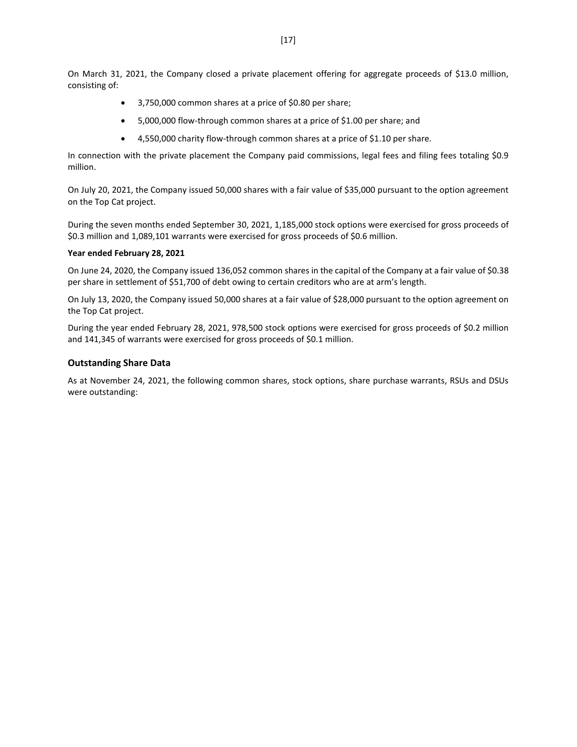On March 31, 2021, the Company closed a private placement offering for aggregate proceeds of $13.0 million, consisting of:

- 3,750,000 common shares at a price of $0.80 per share;
- 5,000,000 flow-through common shares at a price of $1.00 per share; and
- 4,550,000 charity flow-through common shares at a price of $1.10 per share.

In connection with the private placement the Company paid commissions, legal fees and filing fees totaling $0.9 million.

On July 20, 2021, the Company issued 50,000 shares with a fair value of $35,000 pursuant to the option agreement on the Top Cat project.

During the seven months ended September 30, 2021, 1,185,000 stock options were exercised for gross proceeds of $0.3 million and 1,089,101 warrants were exercised for gross proceeds of $0.6 million.

**Year ended February 28, 2021**

On June 24, 2020, the Company issued 136,052 common shares in the capital of the Company at a fair value of $0.38 per share in settlement of $51,700 of debt owing to certain creditors who are at arm's length.

On July 13, 2020, the Company issued 50,000 shares at a fair value of $28,000 pursuant to the option agreement on the Top Cat project.

During the year ended February 28, 2021, 978,500 stock options were exercised for gross proceeds of $0.2 million and 141,345 of warrants were exercised for gross proceeds of $0.1 million.

## Outstanding Share Data

As at November 24, 2021, the following common shares, stock options, share purchase warrants, RSUs and DSUs were outstanding: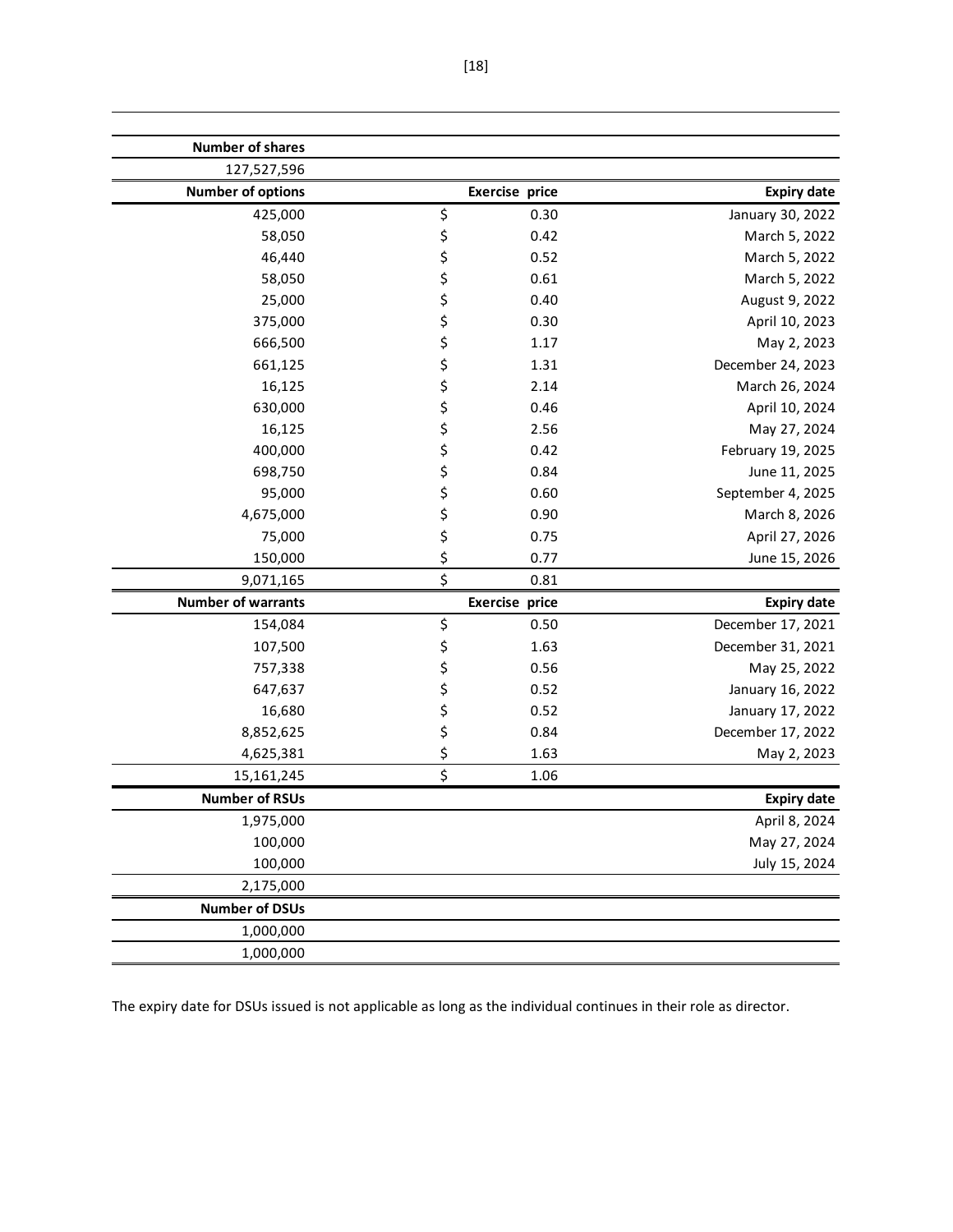| Number of shares | | |
|---|---|---|
| 127,527,596 | | |
| **Number of options** | **Exercise price** | **Expiry date** |
| 425,000 | $ 0.30 | January 30, 2022 |
| 58,050 | $ 0.42 | March 5, 2022 |
| 46,440 | $ 0.52 | March 5, 2022 |
| 58,050 | $ 0.61 | March 5, 2022 |
| 25,000 | $ 0.40 | August 9, 2022 |
| 375,000 | $ 0.30 | April 10, 2023 |
| 666,500 | $ 1.17 | May 2, 2023 |
| 661,125 | $ 1.31 | December 24, 2023 |
| 16,125 | $ 2.14 | March 26, 2024 |
| 630,000 | $ 0.46 | April 10, 2024 |
| 16,125 | $ 2.56 | May 27, 2024 |
| 400,000 | $ 0.42 | February 19, 2025 |
| 698,750 | $ 0.84 | June 11, 2025 |
| 95,000 | $ 0.60 | September 4, 2025 |
| 4,675,000 | $ 0.90 | March 8, 2026 |
| 75,000 | $ 0.75 | April 27, 2026 |
| 150,000 | $ 0.77 | June 15, 2026 |
| 9,071,165 | $ 0.81 | |
| **Number of warrants** | **Exercise price** | **Expiry date** |
| 154,084 | $ 0.50 | December 17, 2021 |
| 107,500 | $ 1.63 | December 31, 2021 |
| 757,338 | $ 0.56 | May 25, 2022 |
| 647,637 | $ 0.52 | January 16, 2022 |
| 16,680 | $ 0.52 | January 17, 2022 |
| 8,852,625 | $ 0.84 | December 17, 2022 |
| 4,625,381 | $ 1.63 | May 2, 2023 |
| 15,161,245 | $ 1.06 | |
| **Number of RSUs** | | **Expiry date** |
| 1,975,000 | | April 8, 2024 |
| 100,000 | | May 27, 2024 |
| 100,000 | | July 15, 2024 |
| 2,175,000 | | |
| **Number of DSUs** | | |
| 1,000,000 | | |
| 1,000,000 | | |

The expiry date for DSUs issued is not applicable as long as the individual continues in their role as director.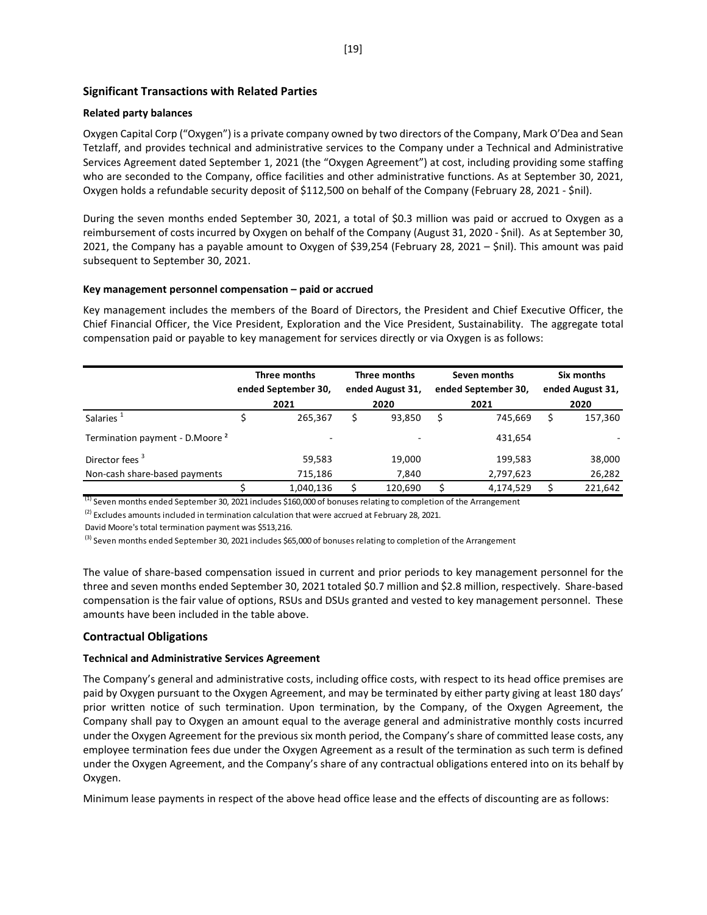## Significant Transactions with Related Parties

### Related party balances

Oxygen Capital Corp ("Oxygen") is a private company owned by two directors of the Company, Mark O'Dea and Sean Tetzlaff, and provides technical and administrative services to the Company under a Technical and Administrative Services Agreement dated September 1, 2021 (the "Oxygen Agreement") at cost, including providing some staffing who are seconded to the Company, office facilities and other administrative functions. As at September 30, 2021, Oxygen holds a refundable security deposit of $112,500 on behalf of the Company (February 28, 2021 - $nil).

During the seven months ended September 30, 2021, a total of $0.3 million was paid or accrued to Oxygen as a reimbursement of costs incurred by Oxygen on behalf of the Company (August 31, 2020 - $nil). As at September 30, 2021, the Company has a payable amount to Oxygen of $39,254 (February 28, 2021 – $nil). This amount was paid subsequent to September 30, 2021.

### Key management personnel compensation – paid or accrued

Key management includes the members of the Board of Directors, the President and Chief Executive Officer, the Chief Financial Officer, the Vice President, Exploration and the Vice President, Sustainability. The aggregate total compensation paid or payable to key management for services directly or via Oxygen is as follows:

| | Three months ended September 30, 2021 | Three months ended August 31, 2020 | Seven months ended September 30, 2021 | Six months ended August 31, 2020 |
|---|---|---|---|---|
| Salaries [1] | $ 265,367 | $ 93,850 | $ 745,669 | $ 157,360 |
| Termination payment - D.Moore [2] | - | - | 431,654 | - |
| Director fees [3] | 59,583 | 19,000 | 199,583 | 38,000 |
| Non-cash share-based payments | 715,186 | 7,840 | 2,797,623 | 26,282 |
| | $ 1,040,136 | $ 120,690 | $ 4,174,529 | $ 221,642 |

(1) Seven months ended September 30, 2021 includes $160,000 of bonuses relating to completion of the Arrangement

(2) Excludes amounts included in termination calculation that were accrued at February 28, 2021.

David Moore's total termination payment was $513,216.

(3) Seven months ended September 30, 2021 includes $65,000 of bonuses relating to completion of the Arrangement

The value of share-based compensation issued in current and prior periods to key management personnel for the three and seven months ended September 30, 2021 totaled $0.7 million and $2.8 million, respectively. Share-based compensation is the fair value of options, RSUs and DSUs granted and vested to key management personnel. These amounts have been included in the table above.

## Contractual Obligations

### Technical and Administrative Services Agreement

The Company's general and administrative costs, including office costs, with respect to its head office premises are paid by Oxygen pursuant to the Oxygen Agreement, and may be terminated by either party giving at least 180 days' prior written notice of such termination. Upon termination, by the Company, of the Oxygen Agreement, the Company shall pay to Oxygen an amount equal to the average general and administrative monthly costs incurred under the Oxygen Agreement for the previous six month period, the Company's share of committed lease costs, any employee termination fees due under the Oxygen Agreement as a result of the termination as such term is defined under the Oxygen Agreement, and the Company's share of any contractual obligations entered into on its behalf by Oxygen.

Minimum lease payments in respect of the above head office lease and the effects of discounting are as follows: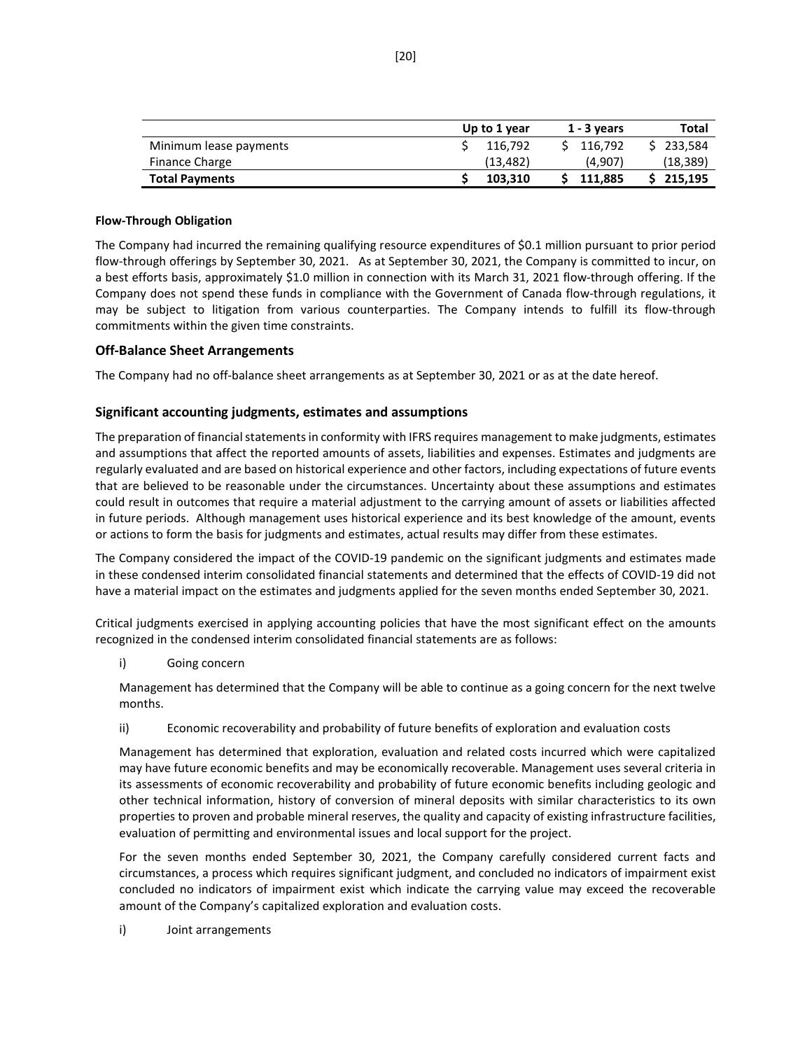| | Up to 1 year | 1 - 3 years | Total |
|---|---|---|---|
| Minimum lease payments | $ 116,792 | $ 116,792 | $ 233,584 |
| Finance Charge | (13,482) | (4,907) | (18,389) |
| **Total Payments** | **$ 103,310** | **$ 111,885** | **$ 215,195** |

**Flow-Through Obligation**

The Company had incurred the remaining qualifying resource expenditures of $0.1 million pursuant to prior period flow-through offerings by September 30, 2021. As at September 30, 2021, the Company is committed to incur, on a best efforts basis, approximately $1.0 million in connection with its March 31, 2021 flow-through offering. If the Company does not spend these funds in compliance with the Government of Canada flow-through regulations, it may be subject to litigation from various counterparties. The Company intends to fulfill its flow-through commitments within the given time constraints.

## Off-Balance Sheet Arrangements

The Company had no off-balance sheet arrangements as at September 30, 2021 or as at the date hereof.

## Significant accounting judgments, estimates and assumptions

The preparation of financial statements in conformity with IFRS requires management to make judgments, estimates and assumptions that affect the reported amounts of assets, liabilities and expenses. Estimates and judgments are regularly evaluated and are based on historical experience and other factors, including expectations of future events that are believed to be reasonable under the circumstances. Uncertainty about these assumptions and estimates could result in outcomes that require a material adjustment to the carrying amount of assets or liabilities affected in future periods. Although management uses historical experience and its best knowledge of the amount, events or actions to form the basis for judgments and estimates, actual results may differ from these estimates.

The Company considered the impact of the COVID-19 pandemic on the significant judgments and estimates made in these condensed interim consolidated financial statements and determined that the effects of COVID-19 did not have a material impact on the estimates and judgments applied for the seven months ended September 30, 2021.

Critical judgments exercised in applying accounting policies that have the most significant effect on the amounts recognized in the condensed interim consolidated financial statements are as follows:

i) Going concern

Management has determined that the Company will be able to continue as a going concern for the next twelve months.

ii) Economic recoverability and probability of future benefits of exploration and evaluation costs

Management has determined that exploration, evaluation and related costs incurred which were capitalized may have future economic benefits and may be economically recoverable. Management uses several criteria in its assessments of economic recoverability and probability of future economic benefits including geologic and other technical information, history of conversion of mineral deposits with similar characteristics to its own properties to proven and probable mineral reserves, the quality and capacity of existing infrastructure facilities, evaluation of permitting and environmental issues and local support for the project.

For the seven months ended September 30, 2021, the Company carefully considered current facts and circumstances, a process which requires significant judgment, and concluded no indicators of impairment exist concluded no indicators of impairment exist which indicate the carrying value may exceed the recoverable amount of the Company's capitalized exploration and evaluation costs.

i) Joint arrangements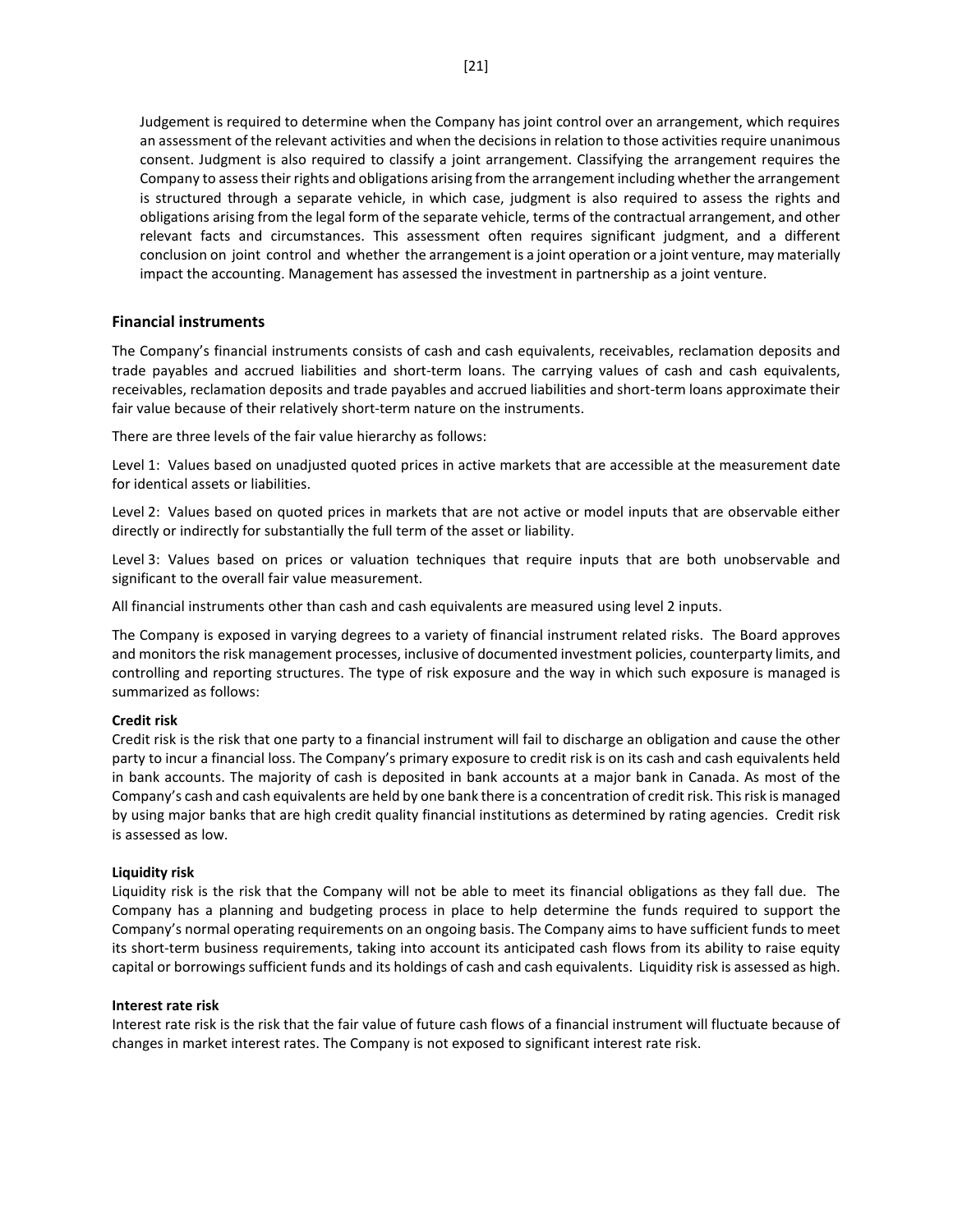Judgement is required to determine when the Company has joint control over an arrangement, which requires an assessment of the relevant activities and when the decisions in relation to those activities require unanimous consent. Judgment is also required to classify a joint arrangement. Classifying the arrangement requires the Company to assess their rights and obligations arising from the arrangement including whether the arrangement is structured through a separate vehicle, in which case, judgment is also required to assess the rights and obligations arising from the legal form of the separate vehicle, terms of the contractual arrangement, and other relevant facts and circumstances. This assessment often requires significant judgment, and a different conclusion on joint control and whether the arrangement is a joint operation or a joint venture, may materially impact the accounting. Management has assessed the investment in partnership as a joint venture.

## Financial instruments

The Company's financial instruments consists of cash and cash equivalents, receivables, reclamation deposits and trade payables and accrued liabilities and short-term loans. The carrying values of cash and cash equivalents, receivables, reclamation deposits and trade payables and accrued liabilities and short-term loans approximate their fair value because of their relatively short-term nature on the instruments.

There are three levels of the fair value hierarchy as follows:

Level 1: Values based on unadjusted quoted prices in active markets that are accessible at the measurement date for identical assets or liabilities.

Level 2: Values based on quoted prices in markets that are not active or model inputs that are observable either directly or indirectly for substantially the full term of the asset or liability.

Level 3: Values based on prices or valuation techniques that require inputs that are both unobservable and significant to the overall fair value measurement.

All financial instruments other than cash and cash equivalents are measured using level 2 inputs.

The Company is exposed in varying degrees to a variety of financial instrument related risks. The Board approves and monitors the risk management processes, inclusive of documented investment policies, counterparty limits, and controlling and reporting structures. The type of risk exposure and the way in which such exposure is managed is summarized as follows:

**Credit risk**
Credit risk is the risk that one party to a financial instrument will fail to discharge an obligation and cause the other party to incur a financial loss. The Company's primary exposure to credit risk is on its cash and cash equivalents held in bank accounts. The majority of cash is deposited in bank accounts at a major bank in Canada. As most of the Company's cash and cash equivalents are held by one bank there is a concentration of credit risk. This risk is managed by using major banks that are high credit quality financial institutions as determined by rating agencies. Credit risk is assessed as low.

**Liquidity risk**
Liquidity risk is the risk that the Company will not be able to meet its financial obligations as they fall due. The Company has a planning and budgeting process in place to help determine the funds required to support the Company's normal operating requirements on an ongoing basis. The Company aims to have sufficient funds to meet its short-term business requirements, taking into account its anticipated cash flows from its ability to raise equity capital or borrowings sufficient funds and its holdings of cash and cash equivalents. Liquidity risk is assessed as high.

**Interest rate risk**
Interest rate risk is the risk that the fair value of future cash flows of a financial instrument will fluctuate because of changes in market interest rates. The Company is not exposed to significant interest rate risk.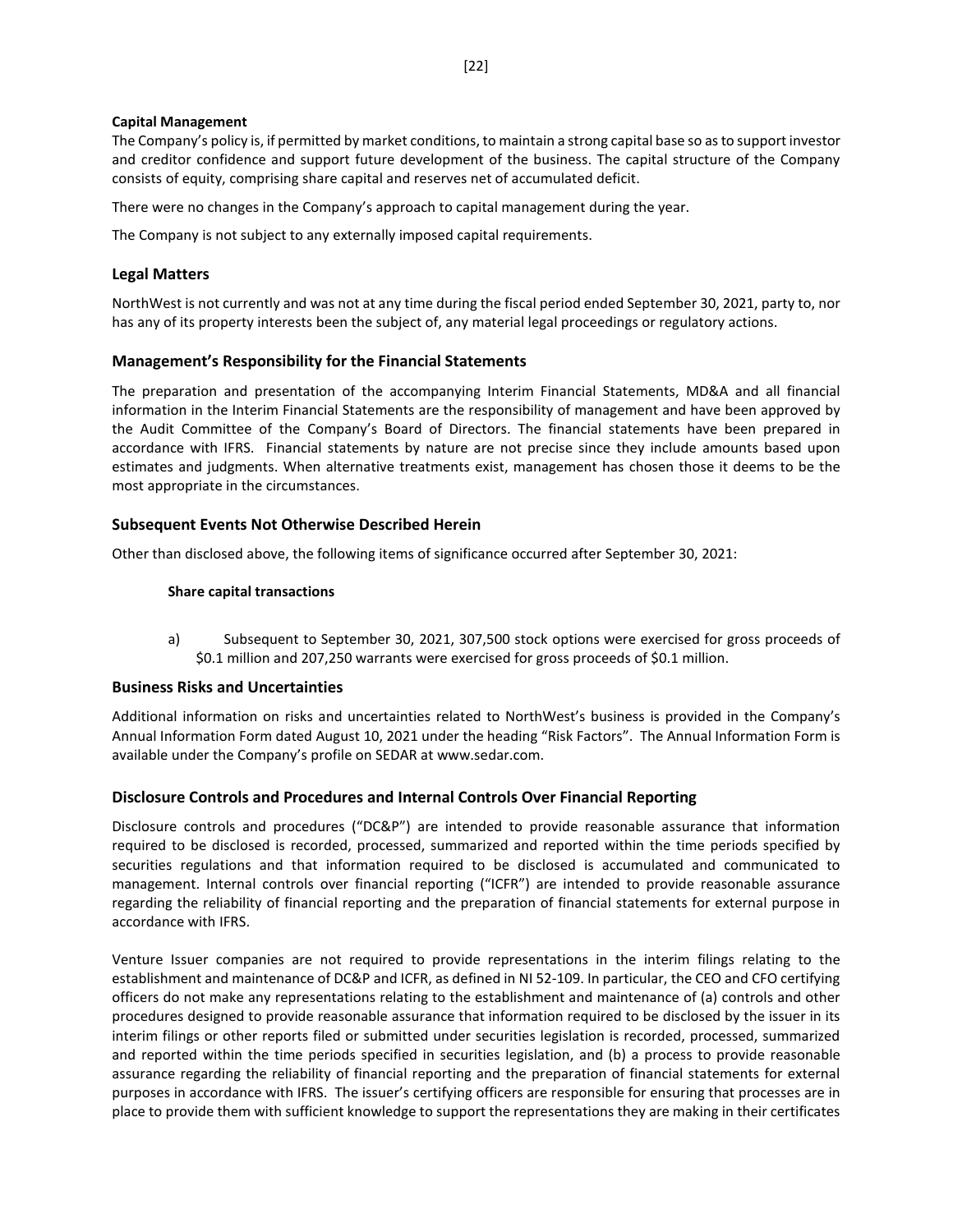**Capital Management**

The Company's policy is, if permitted by market conditions, to maintain a strong capital base so as to support investor and creditor confidence and support future development of the business. The capital structure of the Company consists of equity, comprising share capital and reserves net of accumulated deficit.

There were no changes in the Company's approach to capital management during the year.

The Company is not subject to any externally imposed capital requirements.

## Legal Matters

NorthWest is not currently and was not at any time during the fiscal period ended September 30, 2021, party to, nor has any of its property interests been the subject of, any material legal proceedings or regulatory actions.

## Management's Responsibility for the Financial Statements

The preparation and presentation of the accompanying Interim Financial Statements, MD&A and all financial information in the Interim Financial Statements are the responsibility of management and have been approved by the Audit Committee of the Company's Board of Directors. The financial statements have been prepared in accordance with IFRS. Financial statements by nature are not precise since they include amounts based upon estimates and judgments. When alternative treatments exist, management has chosen those it deems to be the most appropriate in the circumstances.

## Subsequent Events Not Otherwise Described Herein

Other than disclosed above, the following items of significance occurred after September 30, 2021:

**Share capital transactions**

a) Subsequent to September 30, 2021, 307,500 stock options were exercised for gross proceeds of \$0.1 million and 207,250 warrants were exercised for gross proceeds of \$0.1 million.

## Business Risks and Uncertainties

Additional information on risks and uncertainties related to NorthWest's business is provided in the Company's Annual Information Form dated August 10, 2021 under the heading "Risk Factors". The Annual Information Form is available under the Company's profile on SEDAR at www.sedar.com.

## Disclosure Controls and Procedures and Internal Controls Over Financial Reporting

Disclosure controls and procedures ("DC&P") are intended to provide reasonable assurance that information required to be disclosed is recorded, processed, summarized and reported within the time periods specified by securities regulations and that information required to be disclosed is accumulated and communicated to management. Internal controls over financial reporting ("ICFR") are intended to provide reasonable assurance regarding the reliability of financial reporting and the preparation of financial statements for external purpose in accordance with IFRS.

Venture Issuer companies are not required to provide representations in the interim filings relating to the establishment and maintenance of DC&P and ICFR, as defined in NI 52-109. In particular, the CEO and CFO certifying officers do not make any representations relating to the establishment and maintenance of (a) controls and other procedures designed to provide reasonable assurance that information required to be disclosed by the issuer in its interim filings or other reports filed or submitted under securities legislation is recorded, processed, summarized and reported within the time periods specified in securities legislation, and (b) a process to provide reasonable assurance regarding the reliability of financial reporting and the preparation of financial statements for external purposes in accordance with IFRS. The issuer's certifying officers are responsible for ensuring that processes are in place to provide them with sufficient knowledge to support the representations they are making in their certificates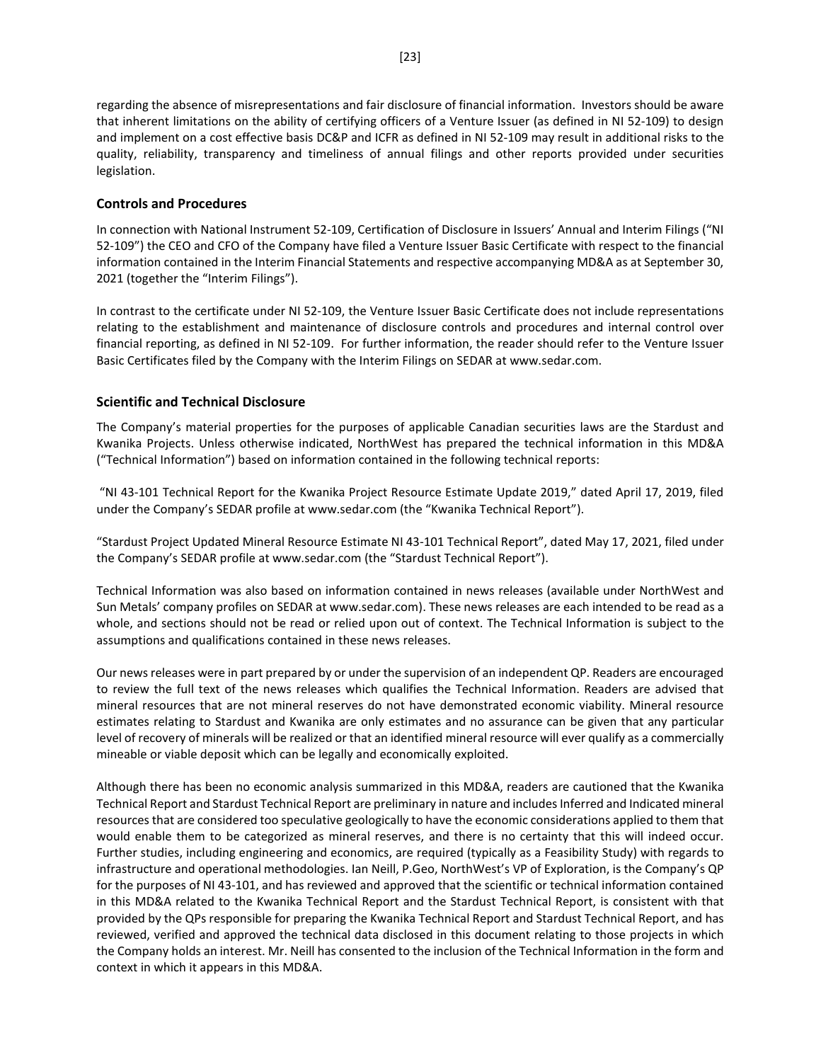regarding the absence of misrepresentations and fair disclosure of financial information. Investors should be aware that inherent limitations on the ability of certifying officers of a Venture Issuer (as defined in NI 52-109) to design and implement on a cost effective basis DC&P and ICFR as defined in NI 52-109 may result in additional risks to the quality, reliability, transparency and timeliness of annual filings and other reports provided under securities legislation.

## Controls and Procedures

In connection with National Instrument 52-109, Certification of Disclosure in Issuers' Annual and Interim Filings ("NI 52-109") the CEO and CFO of the Company have filed a Venture Issuer Basic Certificate with respect to the financial information contained in the Interim Financial Statements and respective accompanying MD&A as at September 30, 2021 (together the "Interim Filings").

In contrast to the certificate under NI 52-109, the Venture Issuer Basic Certificate does not include representations relating to the establishment and maintenance of disclosure controls and procedures and internal control over financial reporting, as defined in NI 52-109. For further information, the reader should refer to the Venture Issuer Basic Certificates filed by the Company with the Interim Filings on SEDAR at www.sedar.com.

## Scientific and Technical Disclosure

The Company's material properties for the purposes of applicable Canadian securities laws are the Stardust and Kwanika Projects. Unless otherwise indicated, NorthWest has prepared the technical information in this MD&A ("Technical Information") based on information contained in the following technical reports:

"NI 43-101 Technical Report for the Kwanika Project Resource Estimate Update 2019," dated April 17, 2019, filed under the Company's SEDAR profile at www.sedar.com (the "Kwanika Technical Report").

"Stardust Project Updated Mineral Resource Estimate NI 43-101 Technical Report", dated May 17, 2021, filed under the Company's SEDAR profile at www.sedar.com (the "Stardust Technical Report").

Technical Information was also based on information contained in news releases (available under NorthWest and Sun Metals' company profiles on SEDAR at www.sedar.com). These news releases are each intended to be read as a whole, and sections should not be read or relied upon out of context. The Technical Information is subject to the assumptions and qualifications contained in these news releases.

Our news releases were in part prepared by or under the supervision of an independent QP. Readers are encouraged to review the full text of the news releases which qualifies the Technical Information. Readers are advised that mineral resources that are not mineral reserves do not have demonstrated economic viability. Mineral resource estimates relating to Stardust and Kwanika are only estimates and no assurance can be given that any particular level of recovery of minerals will be realized or that an identified mineral resource will ever qualify as a commercially mineable or viable deposit which can be legally and economically exploited.

Although there has been no economic analysis summarized in this MD&A, readers are cautioned that the Kwanika Technical Report and Stardust Technical Report are preliminary in nature and includes Inferred and Indicated mineral resources that are considered too speculative geologically to have the economic considerations applied to them that would enable them to be categorized as mineral reserves, and there is no certainty that this will indeed occur. Further studies, including engineering and economics, are required (typically as a Feasibility Study) with regards to infrastructure and operational methodologies. Ian Neill, P.Geo, NorthWest's VP of Exploration, is the Company's QP for the purposes of NI 43-101, and has reviewed and approved that the scientific or technical information contained in this MD&A related to the Kwanika Technical Report and the Stardust Technical Report, is consistent with that provided by the QPs responsible for preparing the Kwanika Technical Report and Stardust Technical Report, and has reviewed, verified and approved the technical data disclosed in this document relating to those projects in which the Company holds an interest. Mr. Neill has consented to the inclusion of the Technical Information in the form and context in which it appears in this MD&A.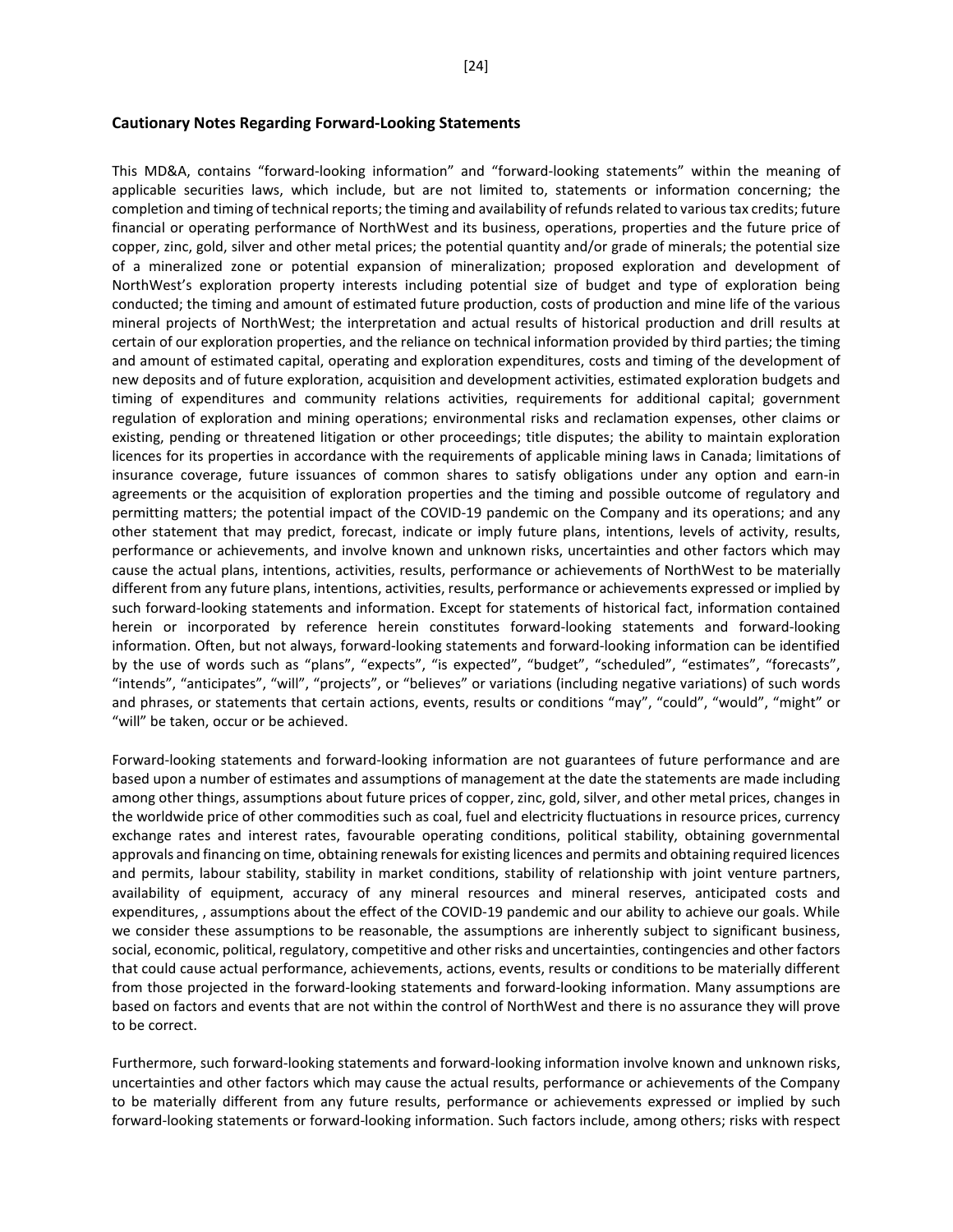## Cautionary Notes Regarding Forward-Looking Statements

This MD&A, contains "forward-looking information" and "forward-looking statements" within the meaning of applicable securities laws, which include, but are not limited to, statements or information concerning; the completion and timing of technical reports; the timing and availability of refunds related to various tax credits; future financial or operating performance of NorthWest and its business, operations, properties and the future price of copper, zinc, gold, silver and other metal prices; the potential quantity and/or grade of minerals; the potential size of a mineralized zone or potential expansion of mineralization; proposed exploration and development of NorthWest's exploration property interests including potential size of budget and type of exploration being conducted; the timing and amount of estimated future production, costs of production and mine life of the various mineral projects of NorthWest; the interpretation and actual results of historical production and drill results at certain of our exploration properties, and the reliance on technical information provided by third parties; the timing and amount of estimated capital, operating and exploration expenditures, costs and timing of the development of new deposits and of future exploration, acquisition and development activities, estimated exploration budgets and timing of expenditures and community relations activities, requirements for additional capital; government regulation of exploration and mining operations; environmental risks and reclamation expenses, other claims or existing, pending or threatened litigation or other proceedings; title disputes; the ability to maintain exploration licences for its properties in accordance with the requirements of applicable mining laws in Canada; limitations of insurance coverage, future issuances of common shares to satisfy obligations under any option and earn-in agreements or the acquisition of exploration properties and the timing and possible outcome of regulatory and permitting matters; the potential impact of the COVID-19 pandemic on the Company and its operations; and any other statement that may predict, forecast, indicate or imply future plans, intentions, levels of activity, results, performance or achievements, and involve known and unknown risks, uncertainties and other factors which may cause the actual plans, intentions, activities, results, performance or achievements of NorthWest to be materially different from any future plans, intentions, activities, results, performance or achievements expressed or implied by such forward-looking statements and information. Except for statements of historical fact, information contained herein or incorporated by reference herein constitutes forward-looking statements and forward-looking information. Often, but not always, forward-looking statements and forward-looking information can be identified by the use of words such as "plans", "expects", "is expected", "budget", "scheduled", "estimates", "forecasts", "intends", "anticipates", "will", "projects", or "believes" or variations (including negative variations) of such words and phrases, or statements that certain actions, events, results or conditions "may", "could", "would", "might" or "will" be taken, occur or be achieved.

Forward-looking statements and forward-looking information are not guarantees of future performance and are based upon a number of estimates and assumptions of management at the date the statements are made including among other things, assumptions about future prices of copper, zinc, gold, silver, and other metal prices, changes in the worldwide price of other commodities such as coal, fuel and electricity fluctuations in resource prices, currency exchange rates and interest rates, favourable operating conditions, political stability, obtaining governmental approvals and financing on time, obtaining renewals for existing licences and permits and obtaining required licences and permits, labour stability, stability in market conditions, stability of relationship with joint venture partners, availability of equipment, accuracy of any mineral resources and mineral reserves, anticipated costs and expenditures, , assumptions about the effect of the COVID-19 pandemic and our ability to achieve our goals. While we consider these assumptions to be reasonable, the assumptions are inherently subject to significant business, social, economic, political, regulatory, competitive and other risks and uncertainties, contingencies and other factors that could cause actual performance, achievements, actions, events, results or conditions to be materially different from those projected in the forward-looking statements and forward-looking information. Many assumptions are based on factors and events that are not within the control of NorthWest and there is no assurance they will prove to be correct.

Furthermore, such forward-looking statements and forward-looking information involve known and unknown risks, uncertainties and other factors which may cause the actual results, performance or achievements of the Company to be materially different from any future results, performance or achievements expressed or implied by such forward-looking statements or forward-looking information. Such factors include, among others; risks with respect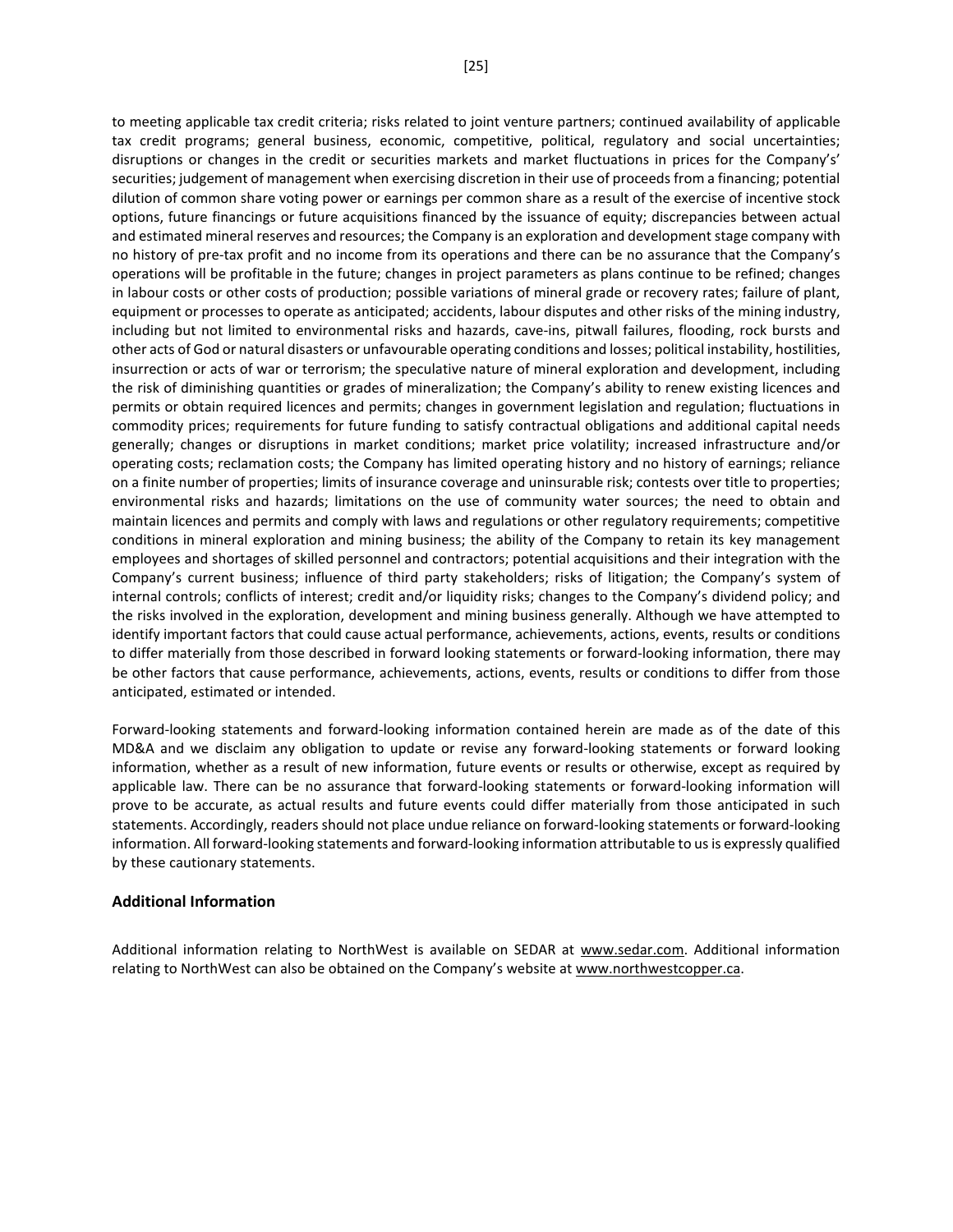to meeting applicable tax credit criteria; risks related to joint venture partners; continued availability of applicable tax credit programs; general business, economic, competitive, political, regulatory and social uncertainties; disruptions or changes in the credit or securities markets and market fluctuations in prices for the Company's' securities; judgement of management when exercising discretion in their use of proceeds from a financing; potential dilution of common share voting power or earnings per common share as a result of the exercise of incentive stock options, future financings or future acquisitions financed by the issuance of equity; discrepancies between actual and estimated mineral reserves and resources; the Company is an exploration and development stage company with no history of pre-tax profit and no income from its operations and there can be no assurance that the Company's operations will be profitable in the future; changes in project parameters as plans continue to be refined; changes in labour costs or other costs of production; possible variations of mineral grade or recovery rates; failure of plant, equipment or processes to operate as anticipated; accidents, labour disputes and other risks of the mining industry, including but not limited to environmental risks and hazards, cave-ins, pitwall failures, flooding, rock bursts and other acts of God or natural disasters or unfavourable operating conditions and losses; political instability, hostilities, insurrection or acts of war or terrorism; the speculative nature of mineral exploration and development, including the risk of diminishing quantities or grades of mineralization; the Company's ability to renew existing licences and permits or obtain required licences and permits; changes in government legislation and regulation; fluctuations in commodity prices; requirements for future funding to satisfy contractual obligations and additional capital needs generally; changes or disruptions in market conditions; market price volatility; increased infrastructure and/or operating costs; reclamation costs; the Company has limited operating history and no history of earnings; reliance on a finite number of properties; limits of insurance coverage and uninsurable risk; contests over title to properties; environmental risks and hazards; limitations on the use of community water sources; the need to obtain and maintain licences and permits and comply with laws and regulations or other regulatory requirements; competitive conditions in mineral exploration and mining business; the ability of the Company to retain its key management employees and shortages of skilled personnel and contractors; potential acquisitions and their integration with the Company's current business; influence of third party stakeholders; risks of litigation; the Company's system of internal controls; conflicts of interest; credit and/or liquidity risks; changes to the Company's dividend policy; and the risks involved in the exploration, development and mining business generally. Although we have attempted to identify important factors that could cause actual performance, achievements, actions, events, results or conditions to differ materially from those described in forward looking statements or forward-looking information, there may be other factors that cause performance, achievements, actions, events, results or conditions to differ from those anticipated, estimated or intended.

Forward-looking statements and forward-looking information contained herein are made as of the date of this MD&A and we disclaim any obligation to update or revise any forward-looking statements or forward looking information, whether as a result of new information, future events or results or otherwise, except as required by applicable law. There can be no assurance that forward-looking statements or forward-looking information will prove to be accurate, as actual results and future events could differ materially from those anticipated in such statements. Accordingly, readers should not place undue reliance on forward-looking statements or forward-looking information. All forward-looking statements and forward-looking information attributable to us is expressly qualified by these cautionary statements.

## Additional Information

Additional information relating to NorthWest is available on SEDAR at www.sedar.com. Additional information relating to NorthWest can also be obtained on the Company's website at www.northwestcopper.ca.